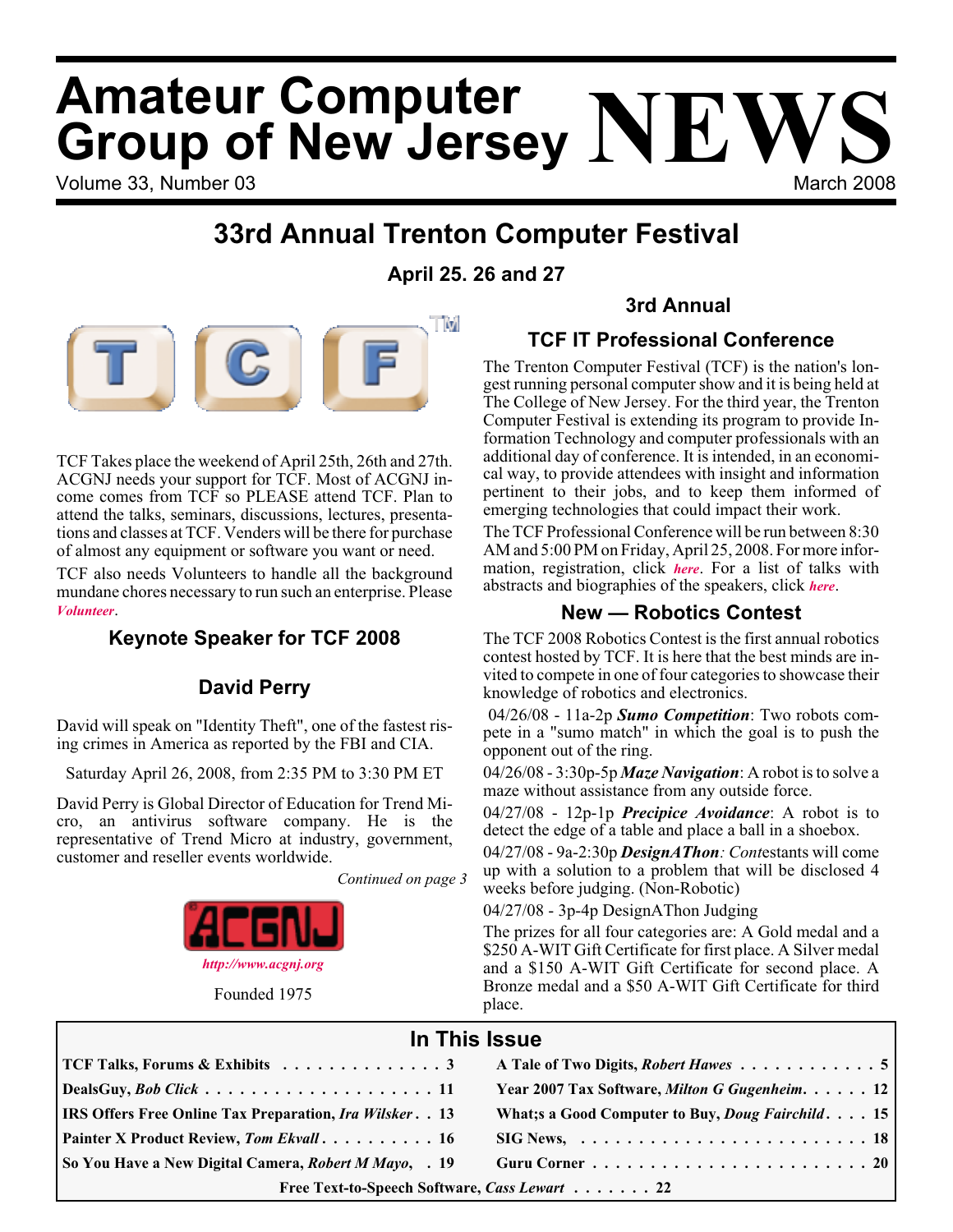# Amateur Computer Group of New Jersey NEWS

Volume 33, Number 03 March 2008

## 33rd Annual Trenton Computer Festival

**April 25. 26 and 27**

TCF Takes place the weekend of April 25th, 26th and 27th. ACGNJ needs your support for TCF. Most of ACGNJ income comes from TCF so PLEASE attend TCF. Plan to attend the talks, seminars, discussions, lectures, presentations and classes at TCF. Venders will be there for purchase of almost any equipment or software you want or need.

TCF also needs Volunteers to handle all the background mundane chores necessary to run such an enterprise. Please ***Volunteer***.

### Keynote Speaker for TCF 2008

### David Perry

David will speak on "Identity Theft", one of the fastest rising crimes in America as reported by the FBI and CIA.

Saturday April 26, 2008, from 2:35 PM to 3:30 PM ET

David Perry is Global Director of Education for Trend Micro, an antivirus software company. He is the representative of Trend Micro at industry, government, customer and reseller events worldwide.

*Continued on page 3*

***http://www.acgnj.org***

Founded 1975

### 3rd Annual

### TCF IT Professional Conference

The Trenton Computer Festival (TCF) is the nation's longest running personal computer show and it is being held at The College of New Jersey. For the third year, the Trenton Computer Festival is extending its program to provide Information Technology and computer professionals with an additional day of conference. It is intended, in an economical way, to provide attendees with insight and information pertinent to their jobs, and to keep them informed of emerging technologies that could impact their work.

The TCF Professional Conference will be run between 8:30 AM and 5:00 PM on Friday, April 25, 2008. For more information, registration, click ***here***. For a list of talks with abstracts and biographies of the speakers, click ***here***.

### New — Robotics Contest

The TCF 2008 Robotics Contest is the first annual robotics contest hosted by TCF. It is here that the best minds are invited to compete in one of four categories to showcase their knowledge of robotics and electronics.

04/26/08 - 11a-2p ***Sumo Competition***: Two robots compete in a "sumo match" in which the goal is to push the opponent out of the ring.

04/26/08 - 3:30p-5p ***Maze Navigation***: A robot is to solve a maze without assistance from any outside force.

04/27/08 - 12p-1p ***Precipice Avoidance***: A robot is to detect the edge of a table and place a ball in a shoebox.

04/27/08 - 9a-2:30p ***DesignAThon****: Cont*estants will come up with a solution to a problem that will be disclosed 4 weeks before judging. (Non-Robotic)

04/27/08 - 3p-4p DesignAThon Judging

The prizes for all four categories are: A Gold medal and a $250 A-WIT Gift Certificate for first place. A Silver medal and a $150 A-WIT Gift Certificate for second place. A Bronze medal and a $50 A-WIT Gift Certificate for third place.

### In This Issue

| | |
|---|---|
| **TCF Talks, Forums & Exhibits . . . 3** | **A Tale of Two Digits, *Robert Hawes* . . . 5** |
| **DealsGuy, *Bob Click* . . . 11** | **Year 2007 Tax Software, *Milton G Gugenheim*. . . 12** |
| **IRS Offers Free Online Tax Preparation, *Ira Wilsker* . . 13** | **What;s a Good Computer to Buy, *Doug Fairchild*. . . 15** |
| **Painter X Product Review, *Tom Ekvall* . . . 16** | **SIG News, . . . 18** |
| **So You Have a New Digital Camera, *Robert M Mayo*, . 19** | **Guru Corner . . . 20** |
| **Free Text-to-Speech Software, *Cass Lewart* . . . 22** | |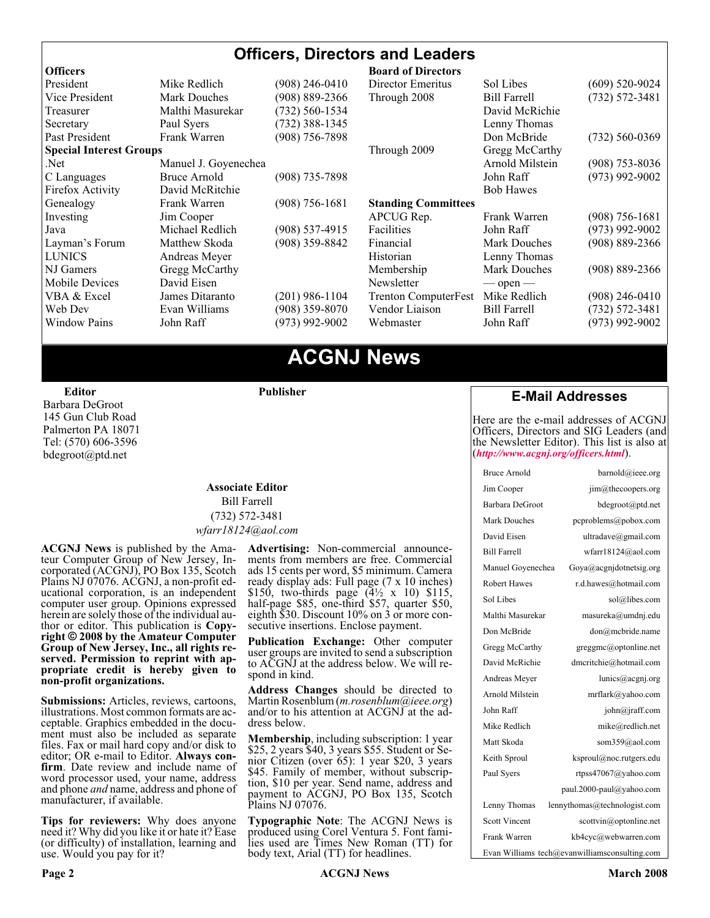# Officers, Directors and Leaders

| **Officers** | | |
|---|---|---|
| President | Mike Redlich | (908) 246-0410 |
| Vice President | Mark Douches | (908) 889-2366 |
| Treasurer | Malthi Masurekar | (732) 560-1534 |
| Secretary | Paul Syers | (732) 388-1345 |
| Past President | Frank Warren | (908) 756-7898 |
| **Special Interest Groups** | | |
| .Net | Manuel J. Goyenechea | |
| C Languages | Bruce Arnold | (908) 735-7898 |
| Firefox Activity | David McRitchie | |
| Genealogy | Frank Warren | (908) 756-1681 |
| Investing | Jim Cooper | |
| Java | Michael Redlich | (908) 537-4915 |
| Layman's Forum | Matthew Skoda | (908) 359-8842 |
| LUNICS | Andreas Meyer | |
| NJ Gamers | Gregg McCarthy | |
| Mobile Devices | David Eisen | |
| VBA & Excel | James Ditaranto | (201) 986-1104 |
| Web Dev | Evan Williams | (908) 359-8070 |
| Window Pains | John Raff | (973) 992-9002 |

| **Board of Directors** | | |
|---|---|---|
| Director Emeritus | Sol Libes | (609) 520-9024 |
| Through 2008 | Bill Farrell | (732) 572-3481 |
| | David McRichie | |
| | Lenny Thomas | |
| | Don McBride | (732) 560-0369 |
| Through 2009 | Gregg McCarthy | |
| | Arnold Milstein | (908) 753-8036 |
| | John Raff | (973) 992-9002 |
| | Bob Hawes | |
| **Standing Committees** | | |
| APCUG Rep. | Frank Warren | (908) 756-1681 |
| Facilities | John Raff | (973) 992-9002 |
| Financial | Mark Douches | (908) 889-2366 |
| Historian | Lenny Thomas | |
| Membership | Mark Douches | (908) 889-2366 |
| Newsletter | — open — | |
| Trenton ComputerFest | Mike Redlich | (908) 246-0410 |
| Vendor Liaison | Bill Farrell | (732) 572-3481 |
| Webmaster | John Raff | (973) 992-9002 |

# ACGNJ News

**Editor**
Barbara DeGroot
145 Gun Club Road
Palmerton PA 18071
Tel: (570) 606-3596
bdegroot@ptd.net

**Publisher**

**Associate Editor**
Bill Farrell
(732) 572-3481
*wfarr18124@aol.com*

**ACGNJ News** is published by the Amateur Computer Group of New Jersey, Incorporated (ACGNJ), PO Box 135, Scotch Plains NJ 07076. ACGNJ, a non-profit educational corporation, is an independent computer user group. Opinions expressed herein are solely those of the individual author or editor. This publication is **Copyright © 2008 by the Amateur Computer Group of New Jersey, Inc., all rights reserved. Permission to reprint with appropriate credit is hereby given to non-profit organizations.**

**Submissions:** Articles, reviews, cartoons, illustrations. Most common formats are acceptable. Graphics embedded in the document must also be included as separate files. Fax or mail hard copy and/or disk to editor; OR e-mail to Editor. **Always confirm**. Date review and include name of word processor used, your name, address and phone *and* name, address and phone of manufacturer, if available.

**Tips for reviewers:** Why does anyone need it? Why did you like it or hate it? Ease (or difficulty) of installation, learning and use. Would you pay for it?

**Advertising:** Non-commercial announcements from members are free. Commercial ads 15 cents per word, $5 minimum. Camera ready display ads: Full page (7 x 10 inches) $150, two-thirds page (4½ x 10) $115, half-page $85, one-third $57, quarter $50, eighth $30. Discount 10% on 3 or more consecutive insertions. Enclose payment.

**Publication Exchange:** Other computer user groups are invited to send a subscription to ACGNJ at the address below. We will respond in kind.

**Address Changes** should be directed to Martin Rosenblum (*m.rosenblum@ieee.org*) and/or to his attention at ACGNJ at the address below.

**Membership**, including subscription: 1 year $25, 2 years $40, 3 years $55. Student or Senior Citizen (over 65): 1 year $20, 3 years $45. Family of member, without subscription, $10 per year. Send name, address and payment to ACGNJ, PO Box 135, Scotch Plains NJ 07076.

**Typographic Note**: The ACGNJ News is produced using Corel Ventura 5. Font families used are Times New Roman (TT) for body text, Arial (TT) for headlines.

## E-Mail Addresses

Here are the e-mail addresses of ACGNJ Officers, Directors and SIG Leaders (and the Newsletter Editor). This list is also at (*http://www.acgnj.org/officers.html*).

| Name | E-mail |
|---|---|
| Bruce Arnold | barnold@ieee.org |
| Jim Cooper | jim@thecoopers.org |
| Barbara DeGroot | bdegroot@ptd.net |
| Mark Douches | pcproblems@pobox.com |
| David Eisen | ultradave@gmail.com |
| Bill Farrell | wfarr18124@aol.com |
| Manuel Goyenechea | Goya@acgnjdotnetsig.org |
| Robert Hawes | r.d.hawes@hotmail.com |
| Sol Libes | sol@libes.com |
| Malthi Masurekar | masureka@umdnj.edu |
| Don McBride | don@mcbride.name |
| Gregg McCarthy | greggmc@optonline.net |
| David McRichie | dmcritchie@hotmail.com |
| Andreas Meyer | lunics@acgnj.org |
| Arnold Milstein | mrflark@yahoo.com |
| John Raff | john@jraff.com |
| Mike Redlich | mike@redlich.net |
| Matt Skoda | som359@aol.com |
| Keith Sproul | ksproul@noc.rutgers.edu |
| Paul Syers | rtpss47067@yahoo.com |
| | paul.2000-paul@yahoo.com |
| Lenny Thomas | lennythomas@technologist.com |
| Scott Vincent | scottvin@optonline.net |
| Frank Warren | kb4cyc@webwarren.com |
| Evan Williams | tech@evanwilliamsconsulting.com |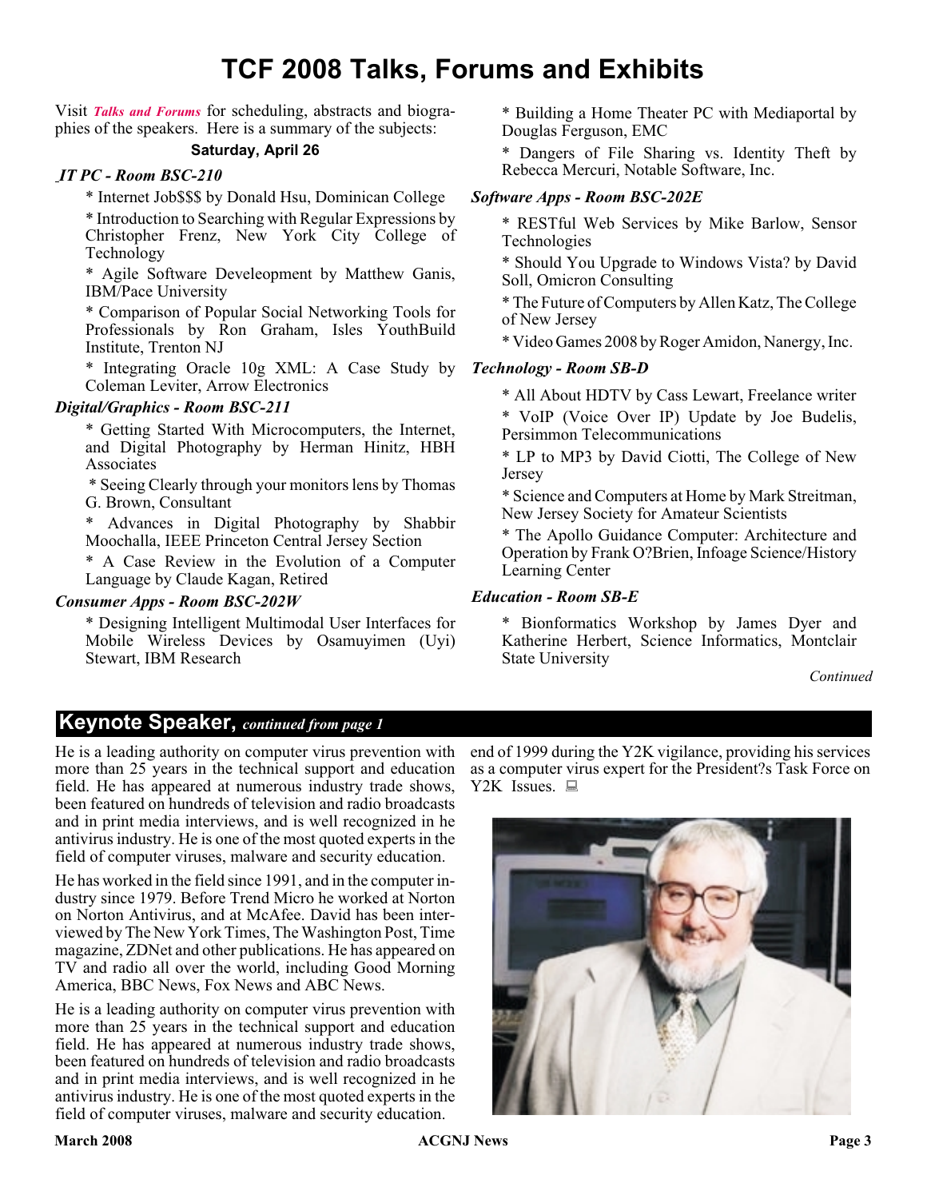# TCF 2008 Talks, Forums and Exhibits

Visit ***Talks and Forums*** for scheduling, abstracts and biographies of the speakers. Here is a summary of the subjects:

**Saturday, April 26**

***IT PC - Room BSC-210***

* Internet Job$$$ by Donald Hsu, Dominican College

* Introduction to Searching with Regular Expressions by Christopher Frenz, New York City College of Technology

* Agile Software Develeopment by Matthew Ganis, IBM/Pace University

* Comparison of Popular Social Networking Tools for Professionals by Ron Graham, Isles YouthBuild Institute, Trenton NJ

* Integrating Oracle 10g XML: A Case Study by Coleman Leviter, Arrow Electronics

***Digital/Graphics - Room BSC-211***

* Getting Started With Microcomputers, the Internet, and Digital Photography by Herman Hinitz, HBH Associates

* Seeing Clearly through your monitors lens by Thomas G. Brown, Consultant

* Advances in Digital Photography by Shabbir Moochalla, IEEE Princeton Central Jersey Section

* A Case Review in the Evolution of a Computer Language by Claude Kagan, Retired

***Consumer Apps - Room BSC-202W***

* Designing Intelligent Multimodal User Interfaces for Mobile Wireless Devices by Osamuyimen (Uyi) Stewart, IBM Research

* Building a Home Theater PC with Mediaportal by Douglas Ferguson, EMC

* Dangers of File Sharing vs. Identity Theft by Rebecca Mercuri, Notable Software, Inc.

***Software Apps - Room BSC-202E***

* RESTful Web Services by Mike Barlow, Sensor Technologies

* Should You Upgrade to Windows Vista? by David Soll, Omicron Consulting

* The Future of Computers by Allen Katz, The College of New Jersey

* Video Games 2008 by Roger Amidon, Nanergy, Inc.

***Technology - Room SB-D***

* All About HDTV by Cass Lewart, Freelance writer

* VoIP (Voice Over IP) Update by Joe Budelis, Persimmon Telecommunications

* LP to MP3 by David Ciotti, The College of New Jersey

* Science and Computers at Home by Mark Streitman, New Jersey Society for Amateur Scientists

* The Apollo Guidance Computer: Architecture and Operation by Frank O?Brien, Infoage Science/History Learning Center

***Education - Room SB-E***

* Bionformatics Workshop by James Dyer and Katherine Herbert, Science Informatics, Montclair State University

*Continued*

## Keynote Speaker, *continued from page 1*

He is a leading authority on computer virus prevention with more than 25 years in the technical support and education field. He has appeared at numerous industry trade shows, been featured on hundreds of television and radio broadcasts and in print media interviews, and is well recognized in he antivirus industry. He is one of the most quoted experts in the field of computer viruses, malware and security education.

He has worked in the field since 1991, and in the computer industry since 1979. Before Trend Micro he worked at Norton on Norton Antivirus, and at McAfee. David has been interviewed by The New York Times, The Washington Post, Time magazine, ZDNet and other publications. He has appeared on TV and radio all over the world, including Good Morning America, BBC News, Fox News and ABC News.

He is a leading authority on computer virus prevention with more than 25 years in the technical support and education field. He has appeared at numerous industry trade shows, been featured on hundreds of television and radio broadcasts and in print media interviews, and is well recognized in he antivirus industry. He is one of the most quoted experts in the field of computer viruses, malware and security education.

end of 1999 during the Y2K vigilance, providing his services as a computer virus expert for the President?s Task Force on Y2K Issues.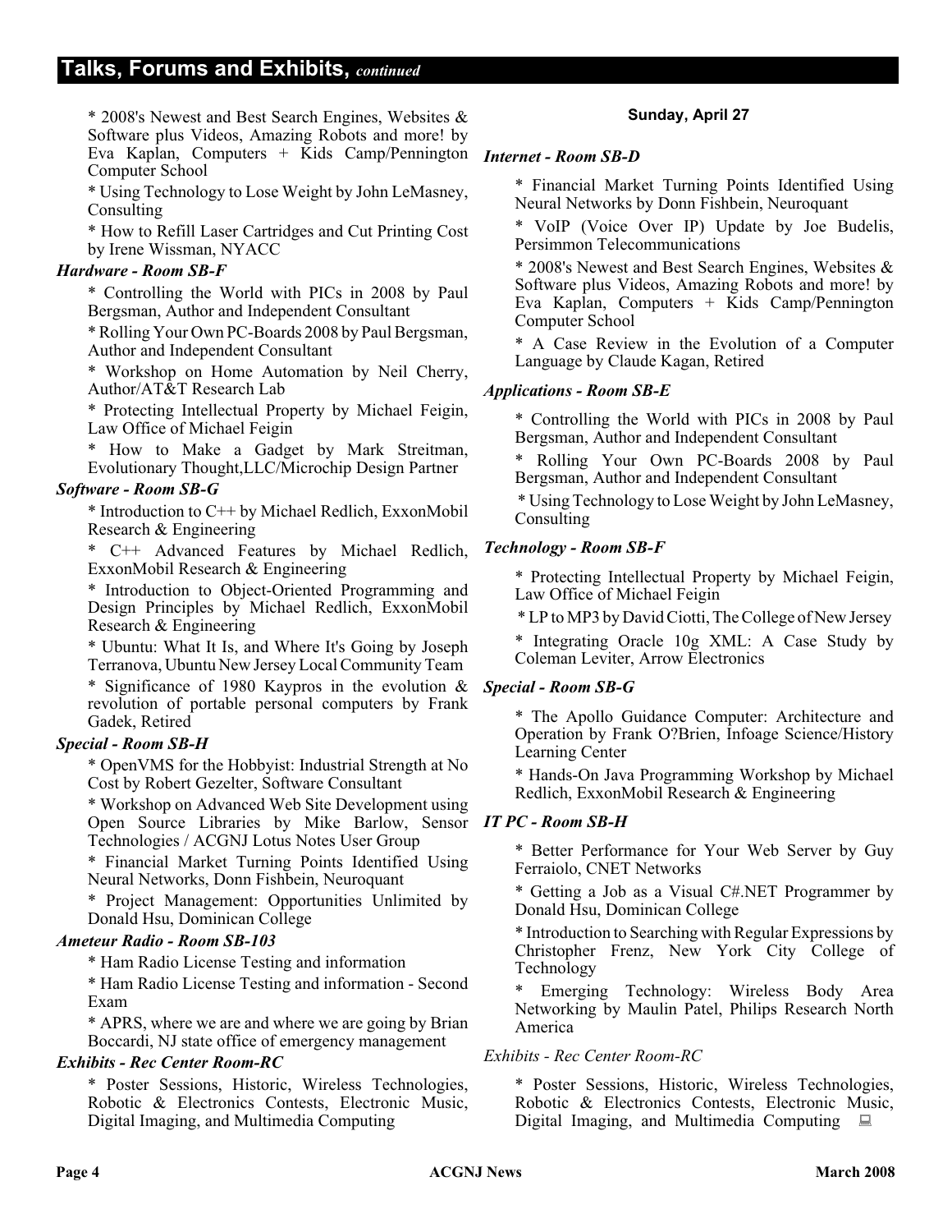## Talks, Forums and Exhibits, *continued*

* 2008's Newest and Best Search Engines, Websites & Software plus Videos, Amazing Robots and more! by Eva Kaplan, Computers + Kids Camp/Pennington Computer School

* Using Technology to Lose Weight by John LeMasney, Consulting

* How to Refill Laser Cartridges and Cut Printing Cost by Irene Wissman, NYACC

***Hardware - Room SB-F***

* Controlling the World with PICs in 2008 by Paul Bergsman, Author and Independent Consultant

* Rolling Your Own PC-Boards 2008 by Paul Bergsman, Author and Independent Consultant

* Workshop on Home Automation by Neil Cherry, Author/AT&T Research Lab

* Protecting Intellectual Property by Michael Feigin, Law Office of Michael Feigin

* How to Make a Gadget by Mark Streitman, Evolutionary Thought,LLC/Microchip Design Partner

***Software - Room SB-G***

* Introduction to C++ by Michael Redlich, ExxonMobil Research & Engineering

* C++ Advanced Features by Michael Redlich, ExxonMobil Research & Engineering

* Introduction to Object-Oriented Programming and Design Principles by Michael Redlich, ExxonMobil Research & Engineering

* Ubuntu: What It Is, and Where It's Going by Joseph Terranova, Ubuntu New Jersey Local Community Team

* Significance of 1980 Kaypros in the evolution & revolution of portable personal computers by Frank Gadek, Retired

***Special - Room SB-H***

* OpenVMS for the Hobbyist: Industrial Strength at No Cost by Robert Gezelter, Software Consultant

* Workshop on Advanced Web Site Development using Open Source Libraries by Mike Barlow, Sensor Technologies / ACGNJ Lotus Notes User Group

* Financial Market Turning Points Identified Using Neural Networks, Donn Fishbein, Neuroquant

* Project Management: Opportunities Unlimited by Donald Hsu, Dominican College

***Ameteur Radio - Room SB-103***

* Ham Radio License Testing and information

* Ham Radio License Testing and information - Second Exam

* APRS, where we are and where we are going by Brian Boccardi, NJ state office of emergency management

***Exhibits - Rec Center Room-RC***

* Poster Sessions, Historic, Wireless Technologies, Robotic & Electronics Contests, Electronic Music, Digital Imaging, and Multimedia Computing

**Sunday, April 27**

***Internet - Room SB-D***

* Financial Market Turning Points Identified Using Neural Networks by Donn Fishbein, Neuroquant

* VoIP (Voice Over IP) Update by Joe Budelis, Persimmon Telecommunications

* 2008's Newest and Best Search Engines, Websites & Software plus Videos, Amazing Robots and more! by Eva Kaplan, Computers + Kids Camp/Pennington Computer School

* A Case Review in the Evolution of a Computer Language by Claude Kagan, Retired

***Applications - Room SB-E***

* Controlling the World with PICs in 2008 by Paul Bergsman, Author and Independent Consultant

* Rolling Your Own PC-Boards 2008 by Paul Bergsman, Author and Independent Consultant

* Using Technology to Lose Weight by John LeMasney, Consulting

***Technology - Room SB-F***

* Protecting Intellectual Property by Michael Feigin, Law Office of Michael Feigin

* LP to MP3 by David Ciotti, The College of New Jersey

* Integrating Oracle 10g XML: A Case Study by Coleman Leviter, Arrow Electronics

***Special - Room SB-G***

* The Apollo Guidance Computer: Architecture and Operation by Frank O?Brien, Infoage Science/History Learning Center

* Hands-On Java Programming Workshop by Michael Redlich, ExxonMobil Research & Engineering

***IT PC - Room SB-H***

* Better Performance for Your Web Server by Guy Ferraiolo, CNET Networks

* Getting a Job as a Visual C#.NET Programmer by Donald Hsu, Dominican College

* Introduction to Searching with Regular Expressions by Christopher Frenz, New York City College of Technology

* Emerging Technology: Wireless Body Area Networking by Maulin Patel, Philips Research North America

*Exhibits - Rec Center Room-RC*

* Poster Sessions, Historic, Wireless Technologies, Robotic & Electronics Contests, Electronic Music, Digital Imaging, and Multimedia Computing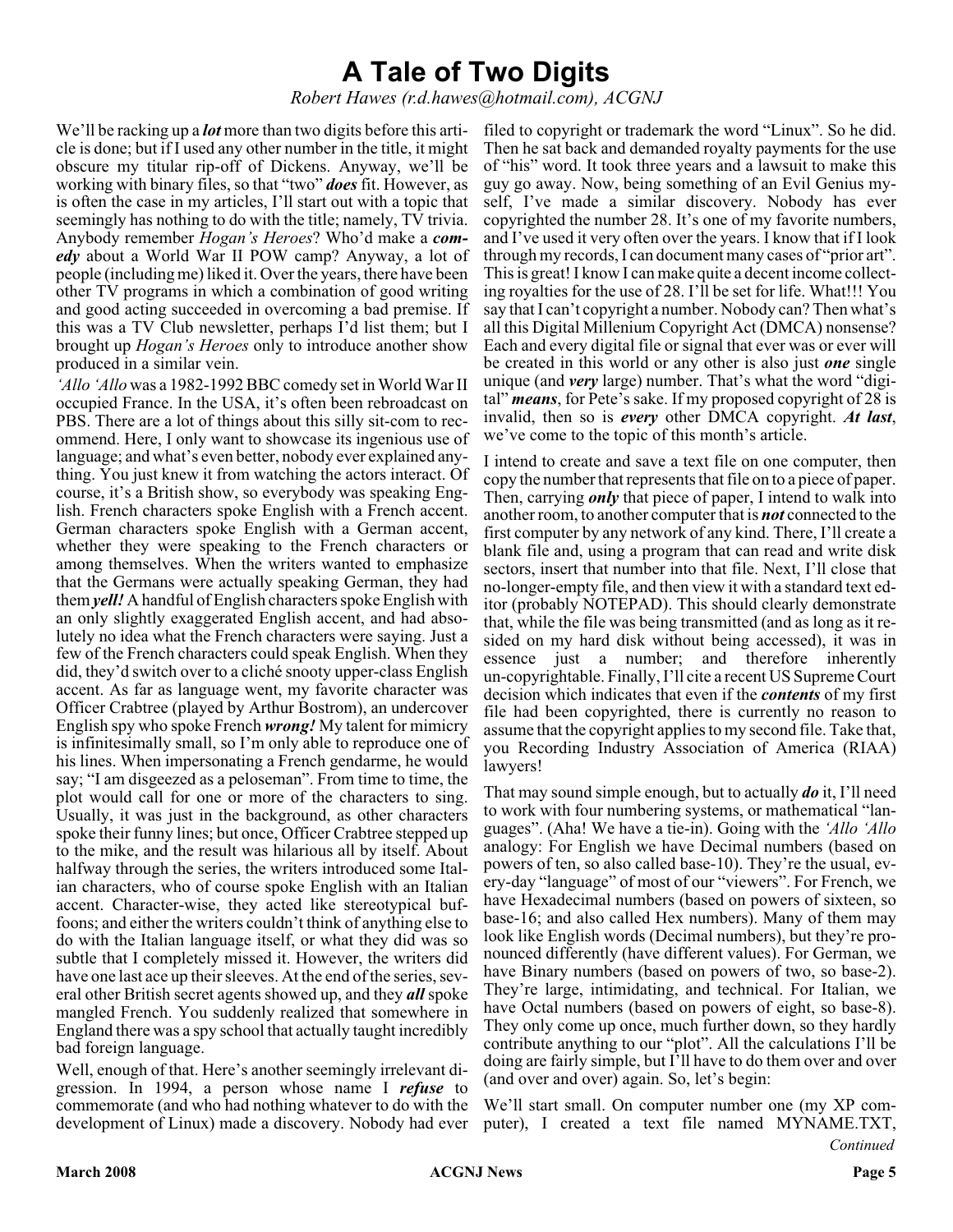# A Tale of Two Digits

*Robert Hawes (r.d.hawes@hotmail.com), ACGNJ*

We'll be racking up a ***lot*** more than two digits before this article is done; but if I used any other number in the title, it might obscure my titular rip-off of Dickens. Anyway, we'll be working with binary files, so that "two" ***does*** fit. However, as is often the case in my articles, I'll start out with a topic that seemingly has nothing to do with the title; namely, TV trivia. Anybody remember *Hogan's Heroes*? Who'd make a ***comedy*** about a World War II POW camp? Anyway, a lot of people (including me) liked it. Over the years, there have been other TV programs in which a combination of good writing and good acting succeeded in overcoming a bad premise. If this was a TV Club newsletter, perhaps I'd list them; but I brought up *Hogan's Heroes* only to introduce another show produced in a similar vein.

*'Allo 'Allo* was a 1982-1992 BBC comedy set in World War II occupied France. In the USA, it's often been rebroadcast on PBS. There are a lot of things about this silly sit-com to recommend. Here, I only want to showcase its ingenious use of language; and what's even better, nobody ever explained anything. You just knew it from watching the actors interact. Of course, it's a British show, so everybody was speaking English. French characters spoke English with a French accent. German characters spoke English with a German accent, whether they were speaking to the French characters or among themselves. When the writers wanted to emphasize that the Germans were actually speaking German, they had them ***yell!*** A handful of English characters spoke English with an only slightly exaggerated English accent, and had absolutely no idea what the French characters were saying. Just a few of the French characters could speak English. When they did, they'd switch over to a cliché snooty upper-class English accent. As far as language went, my favorite character was Officer Crabtree (played by Arthur Bostrom), an undercover English spy who spoke French ***wrong!*** My talent for mimicry is infinitesimally small, so I'm only able to reproduce one of his lines. When impersonating a French gendarme, he would say; "I am disgeezed as a peloseman". From time to time, the plot would call for one or more of the characters to sing. Usually, it was just in the background, as other characters spoke their funny lines; but once, Officer Crabtree stepped up to the mike, and the result was hilarious all by itself. About halfway through the series, the writers introduced some Italian characters, who of course spoke English with an Italian accent. Character-wise, they acted like stereotypical buffoons; and either the writers couldn't think of anything else to do with the Italian language itself, or what they did was so subtle that I completely missed it. However, the writers did have one last ace up their sleeves. At the end of the series, several other British secret agents showed up, and they ***all*** spoke mangled French. You suddenly realized that somewhere in England there was a spy school that actually taught incredibly bad foreign language.

Well, enough of that. Here's another seemingly irrelevant digression. In 1994, a person whose name I ***refuse*** to commemorate (and who had nothing whatever to do with the development of Linux) made a discovery. Nobody had ever filed to copyright or trademark the word "Linux". So he did. Then he sat back and demanded royalty payments for the use of "his" word. It took three years and a lawsuit to make this guy go away. Now, being something of an Evil Genius myself, I've made a similar discovery. Nobody has ever copyrighted the number 28. It's one of my favorite numbers, and I've used it very often over the years. I know that if I look through my records, I can document many cases of "prior art". This is great! I know I can make quite a decent income collecting royalties for the use of 28. I'll be set for life. What!!! You say that I can't copyright a number. Nobody can? Then what's all this Digital Millenium Copyright Act (DMCA) nonsense? Each and every digital file or signal that ever was or ever will be created in this world or any other is also just ***one*** single unique (and ***very*** large) number. That's what the word "digital" ***means***, for Pete's sake. If my proposed copyright of 28 is invalid, then so is ***every*** other DMCA copyright. ***At last***, we've come to the topic of this month's article.

I intend to create and save a text file on one computer, then copy the number that represents that file on to a piece of paper. Then, carrying ***only*** that piece of paper, I intend to walk into another room, to another computer that is ***not*** connected to the first computer by any network of any kind. There, I'll create a blank file and, using a program that can read and write disk sectors, insert that number into that file. Next, I'll close that no-longer-empty file, and then view it with a standard text editor (probably NOTEPAD). This should clearly demonstrate that, while the file was being transmitted (and as long as it resided on my hard disk without being accessed), it was in essence just a number; and therefore inherently un-copyrightable. Finally, I'll cite a recent US Supreme Court decision which indicates that even if the ***contents*** of my first file had been copyrighted, there is currently no reason to assume that the copyright applies to my second file. Take that, you Recording Industry Association of America (RIAA) lawyers!

That may sound simple enough, but to actually ***do*** it, I'll need to work with four numbering systems, or mathematical "languages". (Aha! We have a tie-in). Going with the *'Allo 'Allo* analogy: For English we have Decimal numbers (based on powers of ten, so also called base-10). They're the usual, every-day "language" of most of our "viewers". For French, we have Hexadecimal numbers (based on powers of sixteen, so base-16; and also called Hex numbers). Many of them may look like English words (Decimal numbers), but they're pronounced differently (have different values). For German, we have Binary numbers (based on powers of two, so base-2). They're large, intimidating, and technical. For Italian, we have Octal numbers (based on powers of eight, so base-8). They only come up once, much further down, so they hardly contribute anything to our "plot". All the calculations I'll be doing are fairly simple, but I'll have to do them over and over (and over and over) again. So, let's begin:

We'll start small. On computer number one (my XP computer), I created a text file named MYNAME.TXT,

*Continued*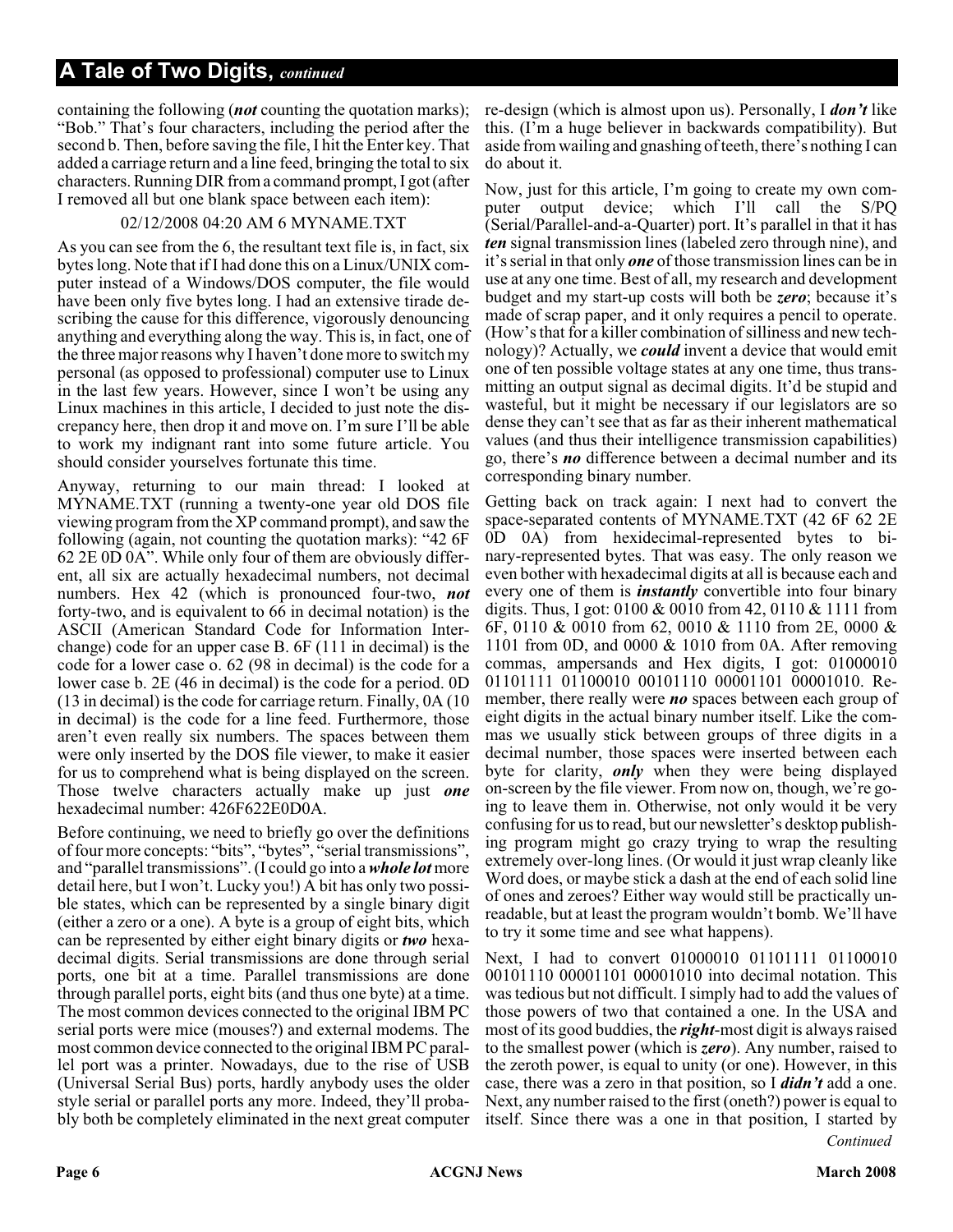## A Tale of Two Digits, *continued*

containing the following (***not*** counting the quotation marks); "Bob." That's four characters, including the period after the second b. Then, before saving the file, I hit the Enter key. That added a carriage return and a line feed, bringing the total to six characters. Running DIR from a command prompt, I got (after I removed all but one blank space between each item):

02/12/2008 04:20 AM 6 MYNAME.TXT

As you can see from the 6, the resultant text file is, in fact, six bytes long. Note that if I had done this on a Linux/UNIX computer instead of a Windows/DOS computer, the file would have been only five bytes long. I had an extensive tirade describing the cause for this difference, vigorously denouncing anything and everything along the way. This is, in fact, one of the three major reasons why I haven't done more to switch my personal (as opposed to professional) computer use to Linux in the last few years. However, since I won't be using any Linux machines in this article, I decided to just note the discrepancy here, then drop it and move on. I'm sure I'll be able to work my indignant rant into some future article. You should consider yourselves fortunate this time.

Anyway, returning to our main thread: I looked at MYNAME.TXT (running a twenty-one year old DOS file viewing program from the XP command prompt), and saw the following (again, not counting the quotation marks): "42 6F 62 2E 0D 0A". While only four of them are obviously different, all six are actually hexadecimal numbers, not decimal numbers. Hex 42 (which is pronounced four-two, ***not*** forty-two, and is equivalent to 66 in decimal notation) is the ASCII (American Standard Code for Information Interchange) code for an upper case B. 6F (111 in decimal) is the code for a lower case o. 62 (98 in decimal) is the code for a lower case b. 2E (46 in decimal) is the code for a period. 0D (13 in decimal) is the code for carriage return. Finally, 0A (10 in decimal) is the code for a line feed. Furthermore, those aren't even really six numbers. The spaces between them were only inserted by the DOS file viewer, to make it easier for us to comprehend what is being displayed on the screen. Those twelve characters actually make up just ***one*** hexadecimal number: 426F622E0D0A.

Before continuing, we need to briefly go over the definitions of four more concepts: "bits", "bytes", "serial transmissions", and "parallel transmissions". (I could go into a ***whole lot*** more detail here, but I won't. Lucky you!) A bit has only two possible states, which can be represented by a single binary digit (either a zero or a one). A byte is a group of eight bits, which can be represented by either eight binary digits or ***two*** hexadecimal digits. Serial transmissions are done through serial ports, one bit at a time. Parallel transmissions are done through parallel ports, eight bits (and thus one byte) at a time. The most common devices connected to the original IBM PC serial ports were mice (mouses?) and external modems. The most common device connected to the original IBM PC parallel port was a printer. Nowadays, due to the rise of USB (Universal Serial Bus) ports, hardly anybody uses the older style serial or parallel ports any more. Indeed, they'll probably both be completely eliminated in the next great computer re-design (which is almost upon us). Personally, I ***don't*** like this. (I'm a huge believer in backwards compatibility). But aside from wailing and gnashing of teeth, there's nothing I can do about it.

Now, just for this article, I'm going to create my own computer output device; which I'll call the S/PQ (Serial/Parallel-and-a-Quarter) port. It's parallel in that it has ***ten*** signal transmission lines (labeled zero through nine), and it's serial in that only ***one*** of those transmission lines can be in use at any one time. Best of all, my research and development budget and my start-up costs will both be ***zero***; because it's made of scrap paper, and it only requires a pencil to operate. (How's that for a killer combination of silliness and new technology)? Actually, we ***could*** invent a device that would emit one of ten possible voltage states at any one time, thus transmitting an output signal as decimal digits. It'd be stupid and wasteful, but it might be necessary if our legislators are so dense they can't see that as far as their inherent mathematical values (and thus their intelligence transmission capabilities) go, there's ***no*** difference between a decimal number and its corresponding binary number.

Getting back on track again: I next had to convert the space-separated contents of MYNAME.TXT (42 6F 62 2E 0D 0A) from hexidecimal-represented bytes to binary-represented bytes. That was easy. The only reason we even bother with hexadecimal digits at all is because each and every one of them is ***instantly*** convertible into four binary digits. Thus, I got: 0100 & 0010 from 42, 0110 & 1111 from 6F, 0110 & 0010 from 62, 0010 & 1110 from 2E, 0000 & 1101 from 0D, and 0000 & 1010 from 0A. After removing commas, ampersands and Hex digits, I got: 01000010 01101111 01100010 00101110 00001101 00001010. Remember, there really were ***no*** spaces between each group of eight digits in the actual binary number itself. Like the commas we usually stick between groups of three digits in a decimal number, those spaces were inserted between each byte for clarity, ***only*** when they were being displayed on-screen by the file viewer. From now on, though, we're going to leave them in. Otherwise, not only would it be very confusing for us to read, but our newsletter's desktop publishing program might go crazy trying to wrap the resulting extremely over-long lines. (Or would it just wrap cleanly like Word does, or maybe stick a dash at the end of each solid line of ones and zeroes? Either way would still be practically unreadable, but at least the program wouldn't bomb. We'll have to try it some time and see what happens).

Next, I had to convert 01000010 01101111 01100010 00101110 00001101 00001010 into decimal notation. This was tedious but not difficult. I simply had to add the values of those powers of two that contained a one. In the USA and most of its good buddies, the ***right***-most digit is always raised to the smallest power (which is ***zero***). Any number, raised to the zeroth power, is equal to unity (or one). However, in this case, there was a zero in that position, so I ***didn't*** add a one. Next, any number raised to the first (oneth?) power is equal to itself. Since there was a one in that position, I started by

*Continued*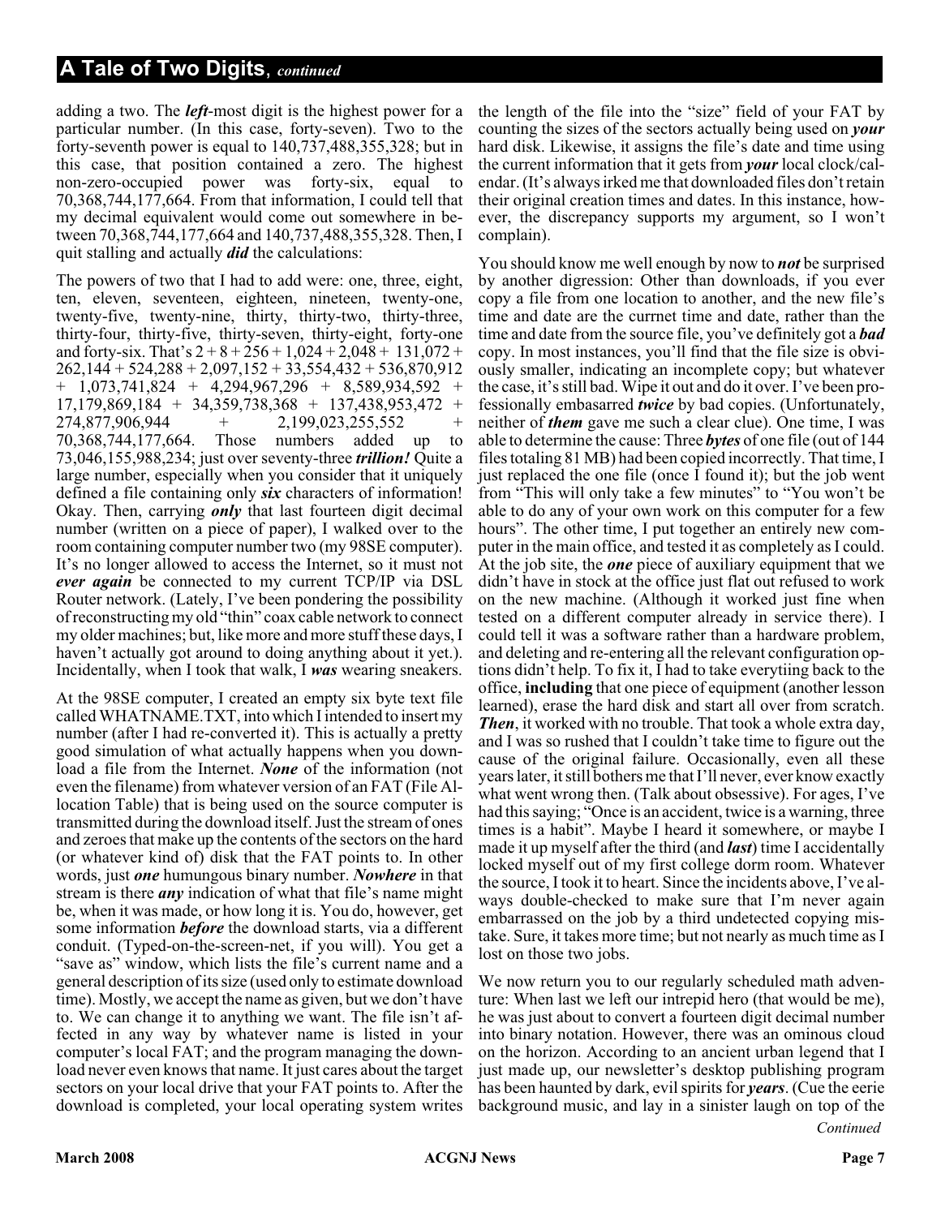## A Tale of Two Digits, *continued*

adding a two. The ***left***-most digit is the highest power for a particular number. (In this case, forty-seven). Two to the forty-seventh power is equal to 140,737,488,355,328; but in this case, that position contained a zero. The highest non-zero-occupied power was forty-six, equal to 70,368,744,177,664. From that information, I could tell that my decimal equivalent would come out somewhere in between 70,368,744,177,664 and 140,737,488,355,328. Then, I quit stalling and actually ***did*** the calculations:

The powers of two that I had to add were: one, three, eight, ten, eleven, seventeen, eighteen, nineteen, twenty-one, twenty-five, twenty-nine, thirty, thirty-two, thirty-three, thirty-four, thirty-five, thirty-seven, thirty-eight, forty-one and forty-six. That's 2 + 8 + 256 + 1,024 + 2,048 + 131,072 + 262,144 + 524,288 + 2,097,152 + 33,554,432 + 536,870,912 + 1,073,741,824 + 4,294,967,296 + 8,589,934,592 + 17,179,869,184 + 34,359,738,368 + 137,438,953,472 + 274,877,906,944 + 2,199,023,255,552 + 70,368,744,177,664. Those numbers added up to 73,046,155,988,234; just over seventy-three ***trillion!*** Quite a large number, especially when you consider that it uniquely defined a file containing only ***six*** characters of information! Okay. Then, carrying ***only*** that last fourteen digit decimal number (written on a piece of paper), I walked over to the room containing computer number two (my 98SE computer). It's no longer allowed to access the Internet, so it must not ***ever again*** be connected to my current TCP/IP via DSL Router network. (Lately, I've been pondering the possibility of reconstructing my old "thin" coax cable network to connect my older machines; but, like more and more stuff these days, I haven't actually got around to doing anything about it yet.). Incidentally, when I took that walk, I ***was*** wearing sneakers.

At the 98SE computer, I created an empty six byte text file called WHATNAME.TXT, into which I intended to insert my number (after I had re-converted it). This is actually a pretty good simulation of what actually happens when you download a file from the Internet. ***None*** of the information (not even the filename) from whatever version of an FAT (File Allocation Table) that is being used on the source computer is transmitted during the download itself. Just the stream of ones and zeroes that make up the contents of the sectors on the hard (or whatever kind of) disk that the FAT points to. In other words, just ***one*** humungous binary number. ***Nowhere*** in that stream is there ***any*** indication of what that file's name might be, when it was made, or how long it is. You do, however, get some information ***before*** the download starts, via a different conduit. (Typed-on-the-screen-net, if you will). You get a "save as" window, which lists the file's current name and a general description of its size (used only to estimate download time). Mostly, we accept the name as given, but we don't have to. We can change it to anything we want. The file isn't affected in any way by whatever name is listed in your computer's local FAT; and the program managing the download never even knows that name. It just cares about the target sectors on your local drive that your FAT points to. After the download is completed, your local operating system writes the length of the file into the "size" field of your FAT by counting the sizes of the sectors actually being used on ***your*** hard disk. Likewise, it assigns the file's date and time using the current information that it gets from ***your*** local clock/calendar. (It's always irked me that downloaded files don't retain their original creation times and dates. In this instance, however, the discrepancy supports my argument, so I won't complain).

You should know me well enough by now to ***not*** be surprised by another digression: Other than downloads, if you ever copy a file from one location to another, and the new file's time and date are the currnet time and date, rather than the time and date from the source file, you've definitely got a ***bad*** copy. In most instances, you'll find that the file size is obviously smaller, indicating an incomplete copy; but whatever the case, it's still bad. Wipe it out and do it over. I've been professionally embasarred ***twice*** by bad copies. (Unfortunately, neither of ***them*** gave me such a clear clue). One time, I was able to determine the cause: Three ***bytes*** of one file (out of 144 files totaling 81 MB) had been copied incorrectly. That time, I just replaced the one file (once I found it); but the job went from "This will only take a few minutes" to "You won't be able to do any of your own work on this computer for a few hours". The other time, I put together an entirely new computer in the main office, and tested it as completely as I could. At the job site, the ***one*** piece of auxiliary equipment that we didn't have in stock at the office just flat out refused to work on the new machine. (Although it worked just fine when tested on a different computer already in service there). I could tell it was a software rather than a hardware problem, and deleting and re-entering all the relevant configuration options didn't help. To fix it, I had to take everytiing back to the office, **including** that one piece of equipment (another lesson learned), erase the hard disk and start all over from scratch. ***Then***, it worked with no trouble. That took a whole extra day, and I was so rushed that I couldn't take time to figure out the cause of the original failure. Occasionally, even all these years later, it still bothers me that I'll never, ever know exactly what went wrong then. (Talk about obsessive). For ages, I've had this saying; "Once is an accident, twice is a warning, three times is a habit". Maybe I heard it somewhere, or maybe I made it up myself after the third (and ***last***) time I accidentally locked myself out of my first college dorm room. Whatever the source, I took it to heart. Since the incidents above, I've always double-checked to make sure that I'm never again embarrassed on the job by a third undetected copying mistake. Sure, it takes more time; but not nearly as much time as I lost on those two jobs.

We now return you to our regularly scheduled math adventure: When last we left our intrepid hero (that would be me), he was just about to convert a fourteen digit decimal number into binary notation. However, there was an ominous cloud on the horizon. According to an ancient urban legend that I just made up, our newsletter's desktop publishing program has been haunted by dark, evil spirits for ***years***. (Cue the eerie background music, and lay in a sinister laugh on top of the

*Continued*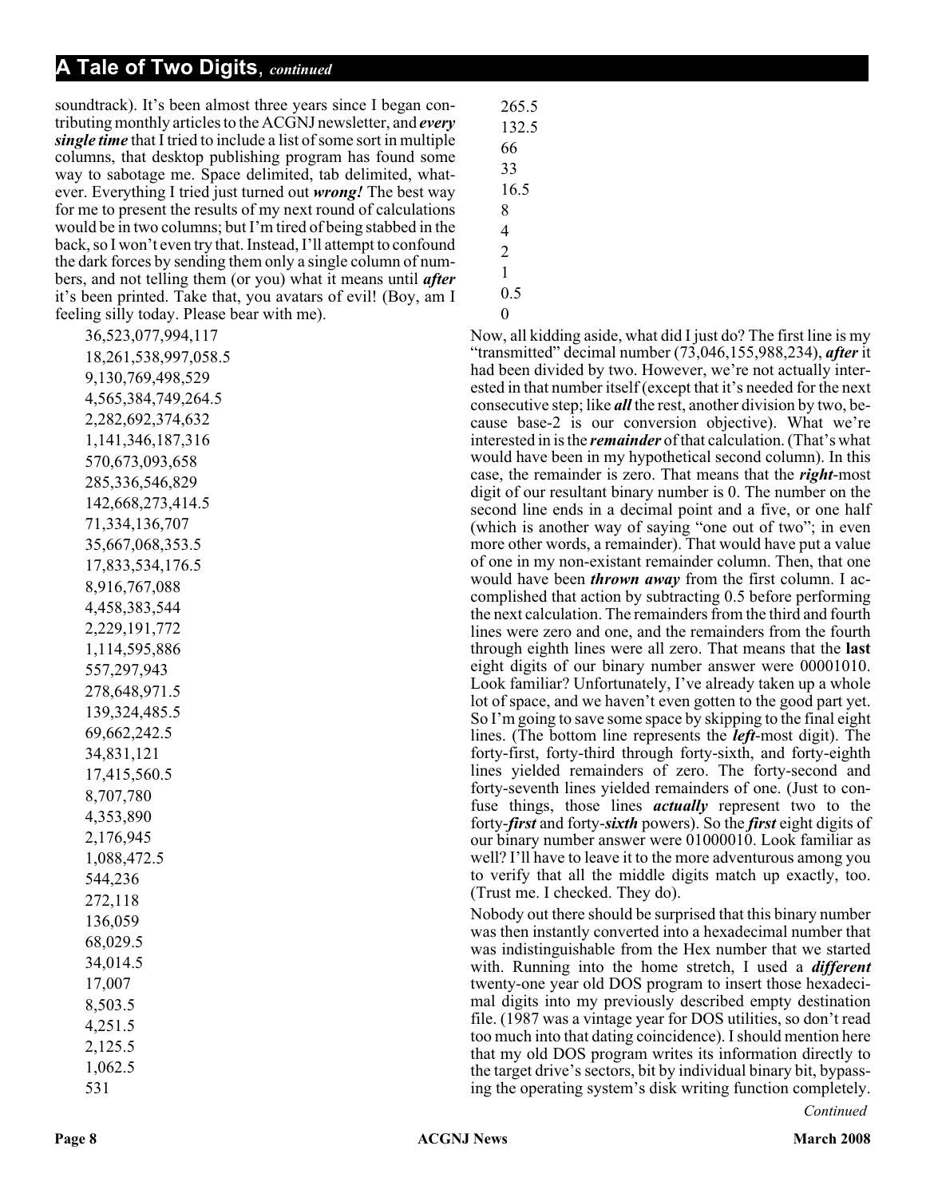## A Tale of Two Digits, *continued*

soundtrack). It's been almost three years since I began contributing monthly articles to the ACGNJ newsletter, and ***every single time*** that I tried to include a list of some sort in multiple columns, that desktop publishing program has found some way to sabotage me. Space delimited, tab delimited, whatever. Everything I tried just turned out ***wrong!*** The best way for me to present the results of my next round of calculations would be in two columns; but I'm tired of being stabbed in the back, so I won't even try that. Instead, I'll attempt to confound the dark forces by sending them only a single column of numbers, and not telling them (or you) what it means until ***after*** it's been printed. Take that, you avatars of evil! (Boy, am I feeling silly today. Please bear with me).

36,523,077,994,117
18,261,538,997,058.5
9,130,769,498,529
4,565,384,749,264.5
2,282,692,374,632
1,141,346,187,316
570,673,093,658
285,336,546,829
142,668,273,414.5
71,334,136,707
35,667,068,353.5
17,833,534,176.5
8,916,767,088
4,458,383,544
2,229,191,772
1,114,595,886
557,297,943
278,648,971.5
139,324,485.5
69,662,242.5
34,831,121
17,415,560.5
8,707,780
4,353,890
2,176,945
1,088,472.5
544,236
272,118
136,059
68,029.5
34,014.5
17,007
8,503.5
4,251.5
2,125.5
1,062.5
531
265.5
132.5
66
33
16.5
8
4
2
1
0.5
0

Now, all kidding aside, what did I just do? The first line is my "transmitted" decimal number (73,046,155,988,234), ***after*** it had been divided by two. However, we're not actually interested in that number itself (except that it's needed for the next consecutive step; like ***all*** the rest, another division by two, because base-2 is our conversion objective). What we're interested in is the ***remainder*** of that calculation. (That's what would have been in my hypothetical second column). In this case, the remainder is zero. That means that the ***right***-most digit of our resultant binary number is 0. The number on the second line ends in a decimal point and a five, or one half (which is another way of saying "one out of two"; in even more other words, a remainder). That would have put a value of one in my non-existant remainder column. Then, that one would have been ***thrown away*** from the first column. I accomplished that action by subtracting 0.5 before performing the next calculation. The remainders from the third and fourth lines were zero and one, and the remainders from the fourth through eighth lines were all zero. That means that the **last** eight digits of our binary number answer were 00001010. Look familiar? Unfortunately, I've already taken up a whole lot of space, and we haven't even gotten to the good part yet. So I'm going to save some space by skipping to the final eight lines. (The bottom line represents the ***left***-most digit). The forty-first, forty-third through forty-sixth, and forty-eighth lines yielded remainders of zero. The forty-second and forty-seventh lines yielded remainders of one. (Just to confuse things, those lines ***actually*** represent two to the forty-***first*** and forty-***sixth*** powers). So the ***first*** eight digits of our binary number answer were 01000010. Look familiar as well? I'll have to leave it to the more adventurous among you to verify that all the middle digits match up exactly, too. (Trust me. I checked. They do).

Nobody out there should be surprised that this binary number was then instantly converted into a hexadecimal number that was indistinguishable from the Hex number that we started with. Running into the home stretch, I used a ***different*** twenty-one year old DOS program to insert those hexadecimal digits into my previously described empty destination file. (1987 was a vintage year for DOS utilities, so don't read too much into that dating coincidence). I should mention here that my old DOS program writes its information directly to the target drive's sectors, bit by individual binary bit, bypassing the operating system's disk writing function completely.

*Continued*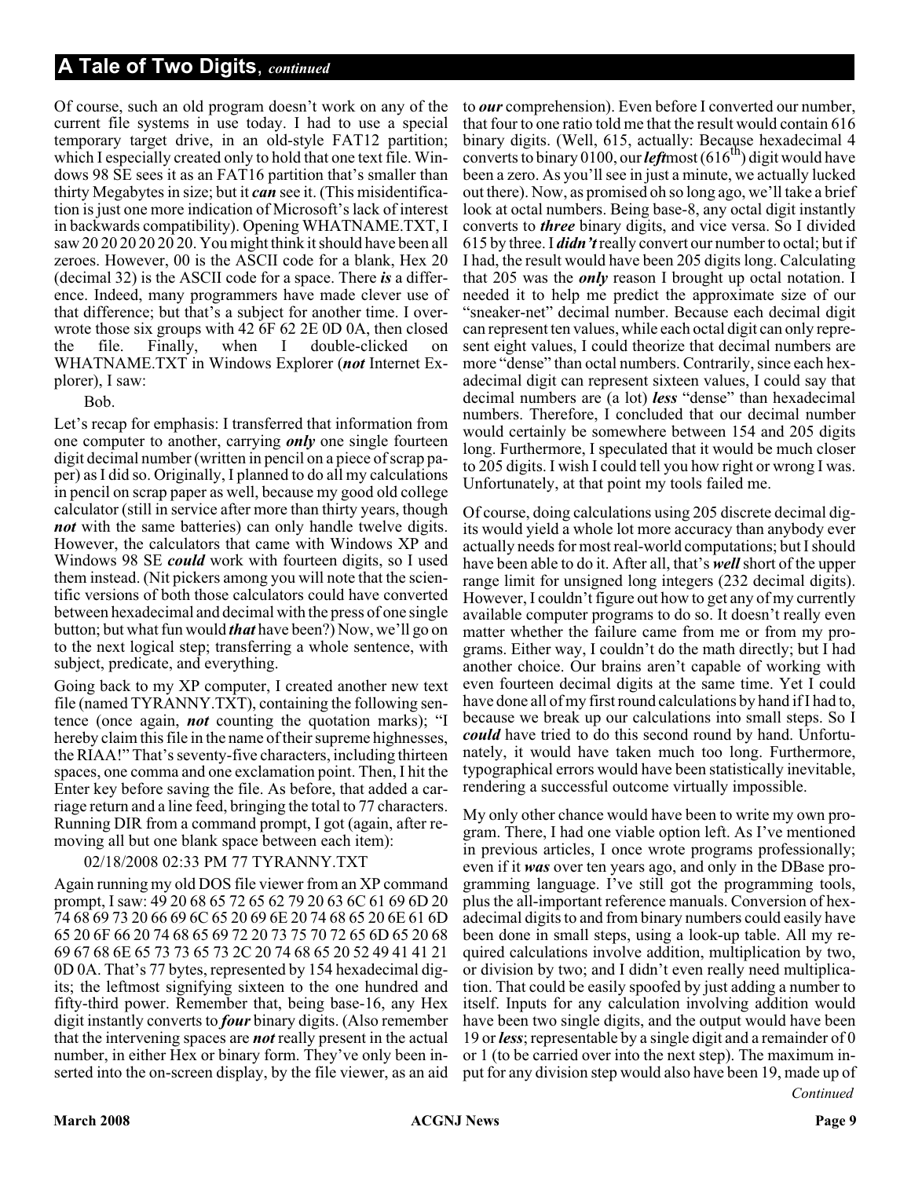## A Tale of Two Digits, *continued*

Of course, such an old program doesn't work on any of the current file systems in use today. I had to use a special temporary target drive, in an old-style FAT12 partition; which I especially created only to hold that one text file. Windows 98 SE sees it as an FAT16 partition that's smaller than thirty Megabytes in size; but it ***can*** see it. (This misidentification is just one more indication of Microsoft's lack of interest in backwards compatibility). Opening WHATNAME.TXT, I saw 20 20 20 20 20 20. You might think it should have been all zeroes. However, 00 is the ASCII code for a blank, Hex 20 (decimal 32) is the ASCII code for a space. There ***is*** a difference. Indeed, many programmers have made clever use of that difference; but that's a subject for another time. I overwrote those six groups with 42 6F 62 2E 0D 0A, then closed the file. Finally, when I double-clicked on WHATNAME.TXT in Windows Explorer (***not*** Internet Explorer), I saw:

Bob.

Let's recap for emphasis: I transferred that information from one computer to another, carrying ***only*** one single fourteen digit decimal number (written in pencil on a piece of scrap paper) as I did so. Originally, I planned to do all my calculations in pencil on scrap paper as well, because my good old college calculator (still in service after more than thirty years, though ***not*** with the same batteries) can only handle twelve digits. However, the calculators that came with Windows XP and Windows 98 SE ***could*** work with fourteen digits, so I used them instead. (Nit pickers among you will note that the scientific versions of both those calculators could have converted between hexadecimal and decimal with the press of one single button; but what fun would ***that*** have been?) Now, we'll go on to the next logical step; transferring a whole sentence, with subject, predicate, and everything.

Going back to my XP computer, I created another new text file (named TYRANNY.TXT), containing the following sentence (once again, ***not*** counting the quotation marks); "I hereby claim this file in the name of their supreme highnesses, the RIAA!" That's seventy-five characters, including thirteen spaces, one comma and one exclamation point. Then, I hit the Enter key before saving the file. As before, that added a carriage return and a line feed, bringing the total to 77 characters. Running DIR from a command prompt, I got (again, after removing all but one blank space between each item):

02/18/2008 02:33 PM 77 TYRANNY.TXT

Again running my old DOS file viewer from an XP command prompt, I saw: 49 20 68 65 72 65 62 79 20 63 6C 61 69 6D 20 74 68 69 73 20 66 69 6C 65 20 69 6E 20 74 68 65 20 6E 61 6D 65 20 6F 66 20 74 68 65 69 72 20 73 75 70 72 65 6D 65 20 68 69 67 68 6E 65 73 73 65 73 2C 20 74 68 65 20 52 49 41 41 21 0D 0A. That's 77 bytes, represented by 154 hexadecimal digits; the leftmost signifying sixteen to the one hundred and fifty-third power. Remember that, being base-16, any Hex digit instantly converts to ***four*** binary digits. (Also remember that the intervening spaces are ***not*** really present in the actual number, in either Hex or binary form. They've only been inserted into the on-screen display, by the file viewer, as an aid to ***our*** comprehension). Even before I converted our number, that four to one ratio told me that the result would contain 616 binary digits. (Well, 615, actually: Because hexadecimal 4 converts to binary 0100, our ***left***most (616$^{th}$) digit would have been a zero. As you'll see in just a minute, we actually lucked out there). Now, as promised oh so long ago, we'll take a brief look at octal numbers. Being base-8, any octal digit instantly converts to ***three*** binary digits, and vice versa. So I divided 615 by three. I ***didn't*** really convert our number to octal; but if I had, the result would have been 205 digits long. Calculating that 205 was the ***only*** reason I brought up octal notation. I needed it to help me predict the approximate size of our "sneaker-net" decimal number. Because each decimal digit can represent ten values, while each octal digit can only represent eight values, I could theorize that decimal numbers are more "dense" than octal numbers. Contrarily, since each hexadecimal digit can represent sixteen values, I could say that decimal numbers are (a lot) ***less*** "dense" than hexadecimal numbers. Therefore, I concluded that our decimal number would certainly be somewhere between 154 and 205 digits long. Furthermore, I speculated that it would be much closer to 205 digits. I wish I could tell you how right or wrong I was. Unfortunately, at that point my tools failed me.

Of course, doing calculations using 205 discrete decimal digits would yield a whole lot more accuracy than anybody ever actually needs for most real-world computations; but I should have been able to do it. After all, that's ***well*** short of the upper range limit for unsigned long integers (232 decimal digits). However, I couldn't figure out how to get any of my currently available computer programs to do so. It doesn't really even matter whether the failure came from me or from my programs. Either way, I couldn't do the math directly; but I had another choice. Our brains aren't capable of working with even fourteen decimal digits at the same time. Yet I could have done all of my first round calculations by hand if I had to, because we break up our calculations into small steps. So I ***could*** have tried to do this second round by hand. Unfortunately, it would have taken much too long. Furthermore, typographical errors would have been statistically inevitable, rendering a successful outcome virtually impossible.

My only other chance would have been to write my own program. There, I had one viable option left. As I've mentioned in previous articles, I once wrote programs professionally; even if it ***was*** over ten years ago, and only in the DBase programming language. I've still got the programming tools, plus the all-important reference manuals. Conversion of hexadecimal digits to and from binary numbers could easily have been done in small steps, using a look-up table. All my required calculations involve addition, multiplication by two, or division by two; and I didn't even really need multiplication. That could be easily spoofed by just adding a number to itself. Inputs for any calculation involving addition would have been two single digits, and the output would have been 19 or ***less***; representable by a single digit and a remainder of 0 or 1 (to be carried over into the next step). The maximum input for any division step would also have been 19, made up of

*Continued*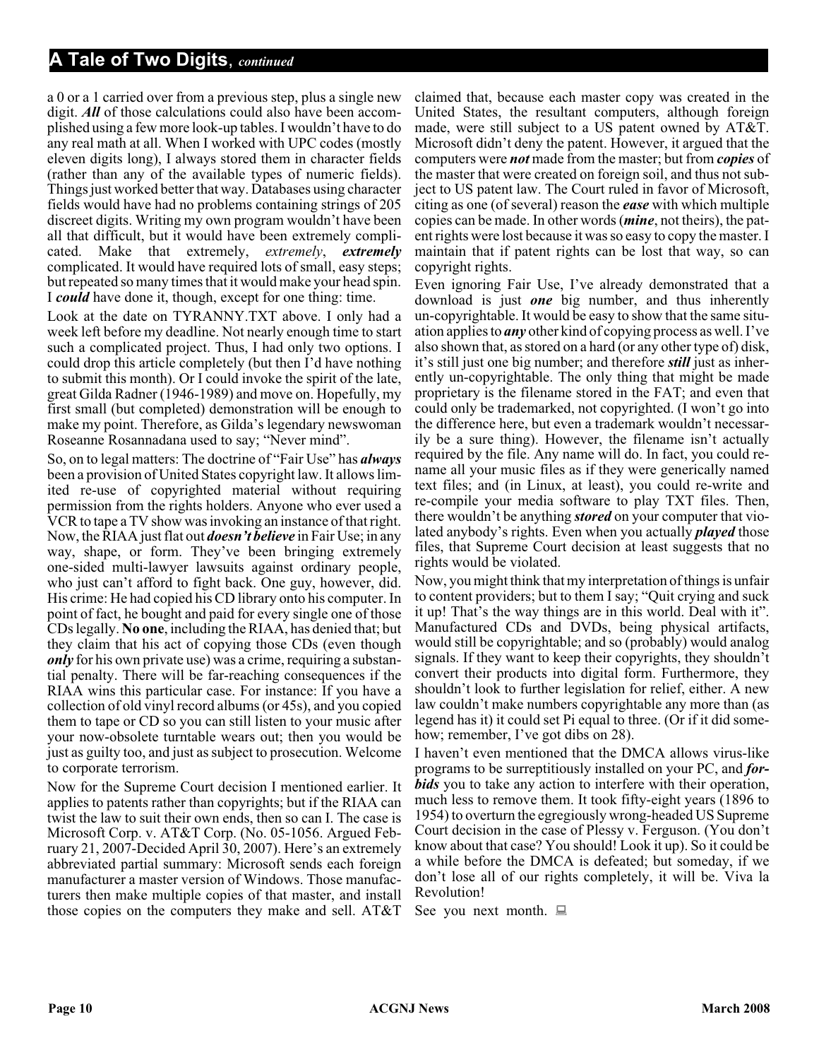## A Tale of Two Digits, *continued*

a 0 or a 1 carried over from a previous step, plus a single new digit. ***All*** of those calculations could also have been accomplished using a few more look-up tables. I wouldn't have to do any real math at all. When I worked with UPC codes (mostly eleven digits long), I always stored them in character fields (rather than any of the available types of numeric fields). Things just worked better that way. Databases using character fields would have had no problems containing strings of 205 discreet digits. Writing my own program wouldn't have been all that difficult, but it would have been extremely complicated. Make that extremely, *extremely*, ***extremely*** complicated. It would have required lots of small, easy steps; but repeated so many times that it would make your head spin. I ***could*** have done it, though, except for one thing: time.

Look at the date on TYRANNY.TXT above. I only had a week left before my deadline. Not nearly enough time to start such a complicated project. Thus, I had only two options. I could drop this article completely (but then I'd have nothing to submit this month). Or I could invoke the spirit of the late, great Gilda Radner (1946-1989) and move on. Hopefully, my first small (but completed) demonstration will be enough to make my point. Therefore, as Gilda's legendary newswoman Roseanne Rosannadana used to say; "Never mind".

So, on to legal matters: The doctrine of "Fair Use" has ***always*** been a provision of United States copyright law. It allows limited re-use of copyrighted material without requiring permission from the rights holders. Anyone who ever used a VCR to tape a TV show was invoking an instance of that right. Now, the RIAA just flat out ***doesn't believe*** in Fair Use; in any way, shape, or form. They've been bringing extremely one-sided multi-lawyer lawsuits against ordinary people, who just can't afford to fight back. One guy, however, did. His crime: He had copied his CD library onto his computer. In point of fact, he bought and paid for every single one of those CDs legally. **No one**, including the RIAA, has denied that; but they claim that his act of copying those CDs (even though ***only*** for his own private use) was a crime, requiring a substantial penalty. There will be far-reaching consequences if the RIAA wins this particular case. For instance: If you have a collection of old vinyl record albums (or 45s), and you copied them to tape or CD so you can still listen to your music after your now-obsolete turntable wears out; then you would be just as guilty too, and just as subject to prosecution. Welcome to corporate terrorism.

Now for the Supreme Court decision I mentioned earlier. It applies to patents rather than copyrights; but if the RIAA can twist the law to suit their own ends, then so can I. The case is Microsoft Corp. v. AT&T Corp. (No. 05-1056. Argued February 21, 2007-Decided April 30, 2007). Here's an extremely abbreviated partial summary: Microsoft sends each foreign manufacturer a master version of Windows. Those manufacturers then make multiple copies of that master, and install those copies on the computers they make and sell. AT&T claimed that, because each master copy was created in the United States, the resultant computers, although foreign made, were still subject to a US patent owned by AT&T. Microsoft didn't deny the patent. However, it argued that the computers were ***not*** made from the master; but from ***copies*** of the master that were created on foreign soil, and thus not subject to US patent law. The Court ruled in favor of Microsoft, citing as one (of several) reason the ***ease*** with which multiple copies can be made. In other words (***mine***, not theirs), the patent rights were lost because it was so easy to copy the master. I maintain that if patent rights can be lost that way, so can copyright rights.

Even ignoring Fair Use, I've already demonstrated that a download is just ***one*** big number, and thus inherently un-copyrightable. It would be easy to show that the same situation applies to ***any*** other kind of copying process as well. I've also shown that, as stored on a hard (or any other type of) disk, it's still just one big number; and therefore ***still*** just as inherently un-copyrightable. The only thing that might be made proprietary is the filename stored in the FAT; and even that could only be trademarked, not copyrighted. (I won't go into the difference here, but even a trademark wouldn't necessarily be a sure thing). However, the filename isn't actually required by the file. Any name will do. In fact, you could rename all your music files as if they were generically named text files; and (in Linux, at least), you could re-write and re-compile your media software to play TXT files. Then, there wouldn't be anything ***stored*** on your computer that violated anybody's rights. Even when you actually ***played*** those files, that Supreme Court decision at least suggests that no rights would be violated.

Now, you might think that my interpretation of things is unfair to content providers; but to them I say; "Quit crying and suck it up! That's the way things are in this world. Deal with it". Manufactured CDs and DVDs, being physical artifacts, would still be copyrightable; and so (probably) would analog signals. If they want to keep their copyrights, they shouldn't convert their products into digital form. Furthermore, they shouldn't look to further legislation for relief, either. A new law couldn't make numbers copyrightable any more than (as legend has it) it could set Pi equal to three. (Or if it did somehow; remember, I've got dibs on 28).

I haven't even mentioned that the DMCA allows virus-like programs to be surreptitiously installed on your PC, and ***forbids*** you to take any action to interfere with their operation, much less to remove them. It took fifty-eight years (1896 to 1954) to overturn the egregiously wrong-headed US Supreme Court decision in the case of Plessy v. Ferguson. (You don't know about that case? You should! Look it up). So it could be a while before the DMCA is defeated; but someday, if we don't lose all of our rights completely, it will be. Viva la Revolution!

See you next month.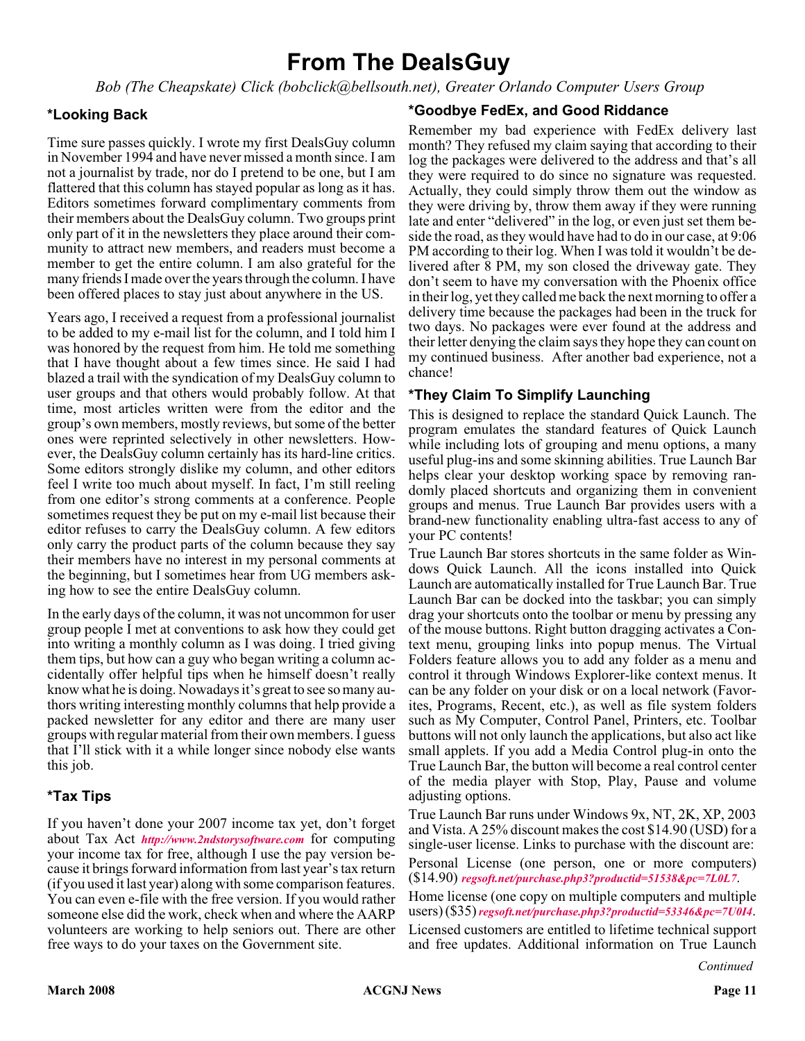# From The DealsGuy

*Bob (The Cheapskate) Click (bobclick@bellsouth.net), Greater Orlando Computer Users Group*

### *Looking Back

Time sure passes quickly. I wrote my first DealsGuy column in November 1994 and have never missed a month since. I am not a journalist by trade, nor do I pretend to be one, but I am flattered that this column has stayed popular as long as it has. Editors sometimes forward complimentary comments from their members about the DealsGuy column. Two groups print only part of it in the newsletters they place around their community to attract new members, and readers must become a member to get the entire column. I am also grateful for the many friends I made over the years through the column. I have been offered places to stay just about anywhere in the US.

Years ago, I received a request from a professional journalist to be added to my e-mail list for the column, and I told him I was honored by the request from him. He told me something that I have thought about a few times since. He said I had blazed a trail with the syndication of my DealsGuy column to user groups and that others would probably follow. At that time, most articles written were from the editor and the group's own members, mostly reviews, but some of the better ones were reprinted selectively in other newsletters. However, the DealsGuy column certainly has its hard-line critics. Some editors strongly dislike my column, and other editors feel I write too much about myself. In fact, I'm still reeling from one editor's strong comments at a conference. People sometimes request they be put on my e-mail list because their editor refuses to carry the DealsGuy column. A few editors only carry the product parts of the column because they say their members have no interest in my personal comments at the beginning, but I sometimes hear from UG members asking how to see the entire DealsGuy column.

In the early days of the column, it was not uncommon for user group people I met at conventions to ask how they could get into writing a monthly column as I was doing. I tried giving them tips, but how can a guy who began writing a column accidentally offer helpful tips when he himself doesn't really know what he is doing. Nowadays it's great to see so many authors writing interesting monthly columns that help provide a packed newsletter for any editor and there are many user groups with regular material from their own members. I guess that I'll stick with it a while longer since nobody else wants this job.

### *Tax Tips

If you haven't done your 2007 income tax yet, don't forget about Tax Act ***http://www.2ndstorysoftware.com*** for computing your income tax for free, although I use the pay version because it brings forward information from last year's tax return (if you used it last year) along with some comparison features. You can even e-file with the free version. If you would rather someone else did the work, check when and where the AARP volunteers are working to help seniors out. There are other free ways to do your taxes on the Government site.

### *Goodbye FedEx, and Good Riddance

Remember my bad experience with FedEx delivery last month? They refused my claim saying that according to their log the packages were delivered to the address and that's all they were required to do since no signature was requested. Actually, they could simply throw them out the window as they were driving by, throw them away if they were running late and enter "delivered" in the log, or even just set them beside the road, as they would have had to do in our case, at 9:06 PM according to their log. When I was told it wouldn't be delivered after 8 PM, my son closed the driveway gate. They don't seem to have my conversation with the Phoenix office in their log, yet they called me back the next morning to offer a delivery time because the packages had been in the truck for two days. No packages were ever found at the address and their letter denying the claim says they hope they can count on my continued business. After another bad experience, not a chance!

### *They Claim To Simplify Launching

This is designed to replace the standard Quick Launch. The program emulates the standard features of Quick Launch while including lots of grouping and menu options, a many useful plug-ins and some skinning abilities. True Launch Bar helps clear your desktop working space by removing randomly placed shortcuts and organizing them in convenient groups and menus. True Launch Bar provides users with a brand-new functionality enabling ultra-fast access to any of your PC contents!

True Launch Bar stores shortcuts in the same folder as Windows Quick Launch. All the icons installed into Quick Launch are automatically installed for True Launch Bar. True Launch Bar can be docked into the taskbar; you can simply drag your shortcuts onto the toolbar or menu by pressing any of the mouse buttons. Right button dragging activates a Context menu, grouping links into popup menus. The Virtual Folders feature allows you to add any folder as a menu and control it through Windows Explorer-like context menus. It can be any folder on your disk or on a local network (Favorites, Programs, Recent, etc.), as well as file system folders such as My Computer, Control Panel, Printers, etc. Toolbar buttons will not only launch the applications, but also act like small applets. If you add a Media Control plug-in onto the True Launch Bar, the button will become a real control center of the media player with Stop, Play, Pause and volume adjusting options.

True Launch Bar runs under Windows 9x, NT, 2K, XP, 2003 and Vista. A 25% discount makes the cost $14.90 (USD) for a single-user license. Links to purchase with the discount are:

Personal License (one person, one or more computers) ($14.90) ***regsoft.net/purchase.php3?productid=51538&pc=7L0L7***.

Home license (one copy on multiple computers and multiple users) ($35) ***regsoft.net/purchase.php3?productid=53346&pc=7U0I4***.

Licensed customers are entitled to lifetime technical support and free updates. Additional information on True Launch

*Continued*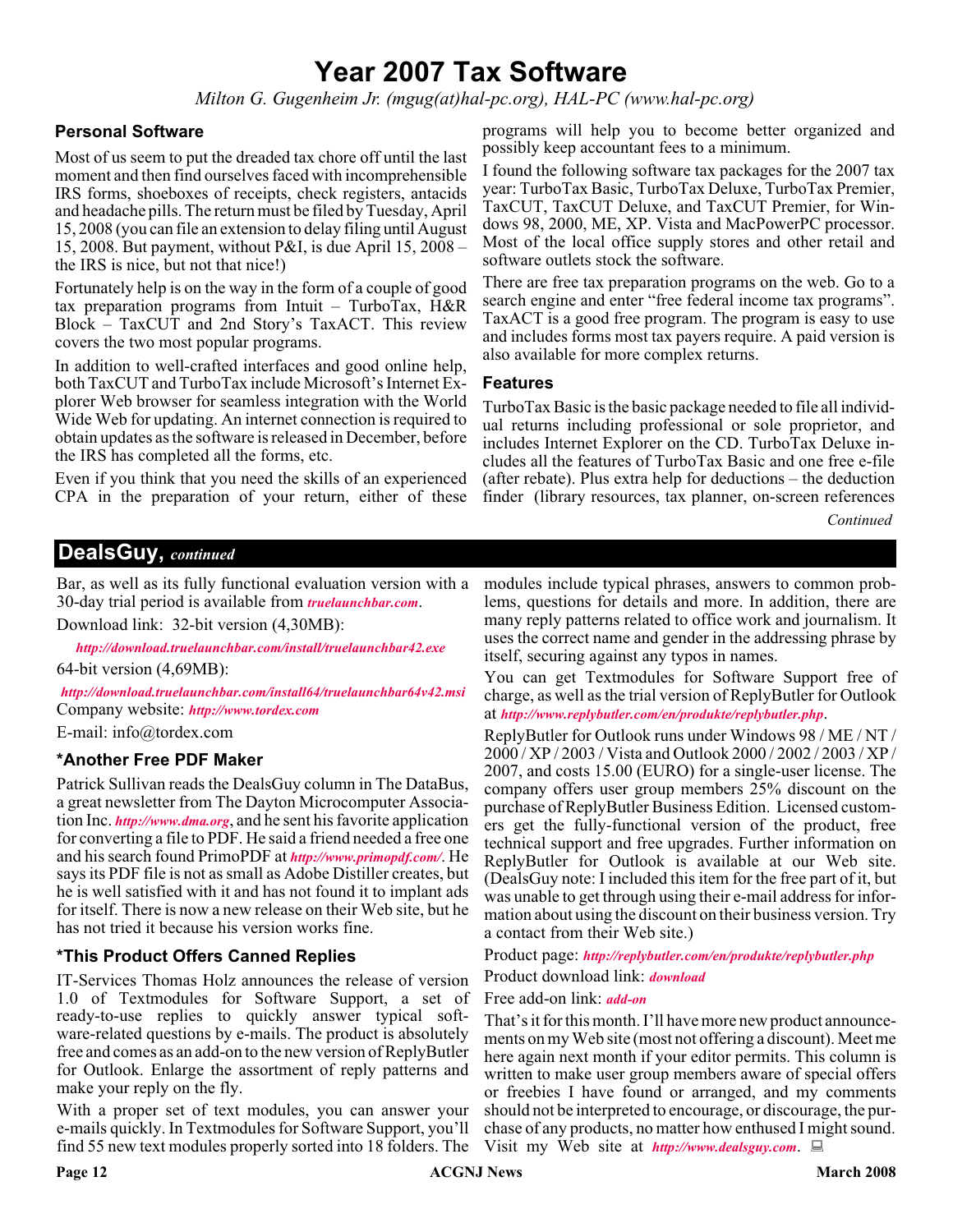# Year 2007 Tax Software

*Milton G. Gugenheim Jr. (mgug(at)hal-pc.org), HAL-PC (www.hal-pc.org)*

### Personal Software

Most of us seem to put the dreaded tax chore off until the last moment and then find ourselves faced with incomprehensible IRS forms, shoeboxes of receipts, check registers, antacids and headache pills. The return must be filed by Tuesday, April 15, 2008 (you can file an extension to delay filing until August 15, 2008. But payment, without P&I, is due April 15, 2008 – the IRS is nice, but not that nice!)

Fortunately help is on the way in the form of a couple of good tax preparation programs from Intuit – TurboTax, H&R Block – TaxCUT and 2nd Story's TaxACT. This review covers the two most popular programs.

In addition to well-crafted interfaces and good online help, both TaxCUT and TurboTax include Microsoft's Internet Explorer Web browser for seamless integration with the World Wide Web for updating. An internet connection is required to obtain updates as the software is released in December, before the IRS has completed all the forms, etc.

Even if you think that you need the skills of an experienced CPA in the preparation of your return, either of these programs will help you to become better organized and possibly keep accountant fees to a minimum.

I found the following software tax packages for the 2007 tax year: TurboTax Basic, TurboTax Deluxe, TurboTax Premier, TaxCUT, TaxCUT Deluxe, and TaxCUT Premier, for Windows 98, 2000, ME, XP. Vista and MacPowerPC processor. Most of the local office supply stores and other retail and software outlets stock the software.

There are free tax preparation programs on the web. Go to a search engine and enter "free federal income tax programs". TaxACT is a good free program. The program is easy to use and includes forms most tax payers require. A paid version is also available for more complex returns.

### Features

TurboTax Basic is the basic package needed to file all individual returns including professional or sole proprietor, and includes Internet Explorer on the CD. TurboTax Deluxe includes all the features of TurboTax Basic and one free e-file (after rebate). Plus extra help for deductions – the deduction finder (library resources, tax planner, on-screen references

*Continued*

## DealsGuy, *continued*

Bar, as well as its fully functional evaluation version with a 30-day trial period is available from ***truelaunchbar.com***.

Download link: 32-bit version (4,30MB):

***http://download.truelaunchbar.com/install/truelaunchbar42.exe***

64-bit version (4,69MB):

***http://download.truelaunchbar.com/install64/truelaunchbar64v42.msi***

Company website: ***http://www.tordex.com***

E-mail: info@tordex.com

### *Another Free PDF Maker

Patrick Sullivan reads the DealsGuy column in The DataBus, a great newsletter from The Dayton Microcomputer Association Inc. ***http://www.dma.org***, and he sent his favorite application for converting a file to PDF. He said a friend needed a free one and his search found PrimoPDF at ***http://www.primopdf.com/***. He says its PDF file is not as small as Adobe Distiller creates, but he is well satisfied with it and has not found it to implant ads for itself. There is now a new release on their Web site, but he has not tried it because his version works fine.

### *This Product Offers Canned Replies

IT-Services Thomas Holz announces the release of version 1.0 of Textmodules for Software Support, a set of ready-to-use replies to quickly answer typical software-related questions by e-mails. The product is absolutely free and comes as an add-on to the new version of ReplyButler for Outlook. Enlarge the assortment of reply patterns and make your reply on the fly.

With a proper set of text modules, you can answer your e-mails quickly. In Textmodules for Software Support, you'll find 55 new text modules properly sorted into 18 folders. The modules include typical phrases, answers to common problems, questions for details and more. In addition, there are many reply patterns related to office work and journalism. It uses the correct name and gender in the addressing phrase by itself, securing against any typos in names.

You can get Textmodules for Software Support free of charge, as well as the trial version of ReplyButler for Outlook at ***http://www.replybutler.com/en/produkte/replybutler.php***.

ReplyButler for Outlook runs under Windows 98 / ME / NT / 2000 / XP / 2003 / Vista and Outlook 2000 / 2002 / 2003 / XP / 2007, and costs 15.00 (EURO) for a single-user license. The company offers user group members 25% discount on the purchase of ReplyButler Business Edition. Licensed customers get the fully-functional version of the product, free technical support and free upgrades. Further information on ReplyButler for Outlook is available at our Web site. (DealsGuy note: I included this item for the free part of it, but was unable to get through using their e-mail address for information about using the discount on their business version. Try a contact from their Web site.)

Product page: ***http://replybutler.com/en/produkte/replybutler.php***

Product download link: ***download***

Free add-on link: ***add-on***

That's it for this month. I'll have more new product announcements on my Web site (most not offering a discount). Meet me here again next month if your editor permits. This column is written to make user group members aware of special offers or freebies I have found or arranged, and my comments should not be interpreted to encourage, or discourage, the purchase of any products, no matter how enthused I might sound. Visit my Web site at ***http://www.dealsguy.com***.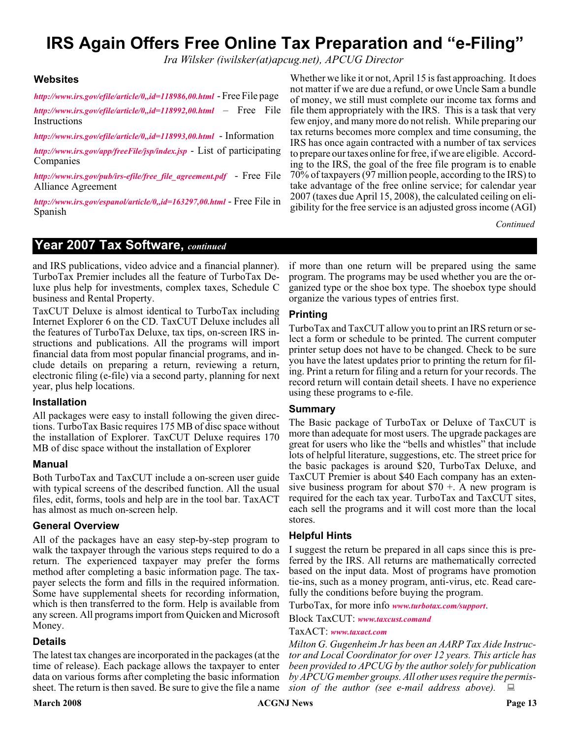# IRS Again Offers Free Online Tax Preparation and "e-Filing"

*Ira Wilsker (iwilsker(at)apcug.net), APCUG Director*

### Websites

***http://www.irs.gov/efile/article/0,,id=118986,00.html*** - Free File page

***http://www.irs.gov/efile/article/0,,id=118992,00.html*** – Free File Instructions

***http://www.irs.gov/efile/article/0,,id=118993,00.html*** - Information

***http://www.irs.gov/app/freeFile/jsp/index.jsp*** - List of participating Companies

***http://www.irs.gov/pub/irs-efile/free_file_agreement.pdf*** - Free File Alliance Agreement

***http://www.irs.gov/espanol/article/0,,id=163297,00.html*** - Free File in Spanish

Whether we like it or not, April 15 is fast approaching. It does not matter if we are due a refund, or owe Uncle Sam a bundle of money, we still must complete our income tax forms and file them appropriately with the IRS. This is a task that very few enjoy, and many more do not relish. While preparing our tax returns becomes more complex and time consuming, the IRS has once again contracted with a number of tax services to prepare our taxes online for free, if we are eligible. According to the IRS, the goal of the free file program is to enable 70% of taxpayers (97 million people, according to the IRS) to take advantage of the free online service; for calendar year 2007 (taxes due April 15, 2008), the calculated ceiling on eligibility for the free service is an adjusted gross income (AGI)

*Continued*

## Year 2007 Tax Software, *continued*

and IRS publications, video advice and a financial planner). TurboTax Premier includes all the feature of TurboTax Deluxe plus help for investments, complex taxes, Schedule C business and Rental Property.

TaxCUT Deluxe is almost identical to TurboTax including Internet Explorer 6 on the CD. TaxCUT Deluxe includes all the features of TurboTax Deluxe, tax tips, on-screen IRS instructions and publications. All the programs will import financial data from most popular financial programs, and include details on preparing a return, reviewing a return, electronic filing (e-file) via a second party, planning for next year, plus help locations.

### Installation

All packages were easy to install following the given directions. TurboTax Basic requires 175 MB of disc space without the installation of Explorer. TaxCUT Deluxe requires 170 MB of disc space without the installation of Explorer

### Manual

Both TurboTax and TaxCUT include a on-screen user guide with typical screens of the described function. All the usual files, edit, forms, tools and help are in the tool bar. TaxACT has almost as much on-screen help.

### General Overview

All of the packages have an easy step-by-step program to walk the taxpayer through the various steps required to do a return. The experienced taxpayer may prefer the forms method after completing a basic information page. The taxpayer selects the form and fills in the required information. Some have supplemental sheets for recording information, which is then transferred to the form. Help is available from any screen. All programs import from Quicken and Microsoft Money.

### Details

The latest tax changes are incorporated in the packages (at the time of release). Each package allows the taxpayer to enter data on various forms after completing the basic information sheet. The return is then saved. Be sure to give the file a name if more than one return will be prepared using the same program. The programs may be used whether you are the organized type or the shoe box type. The shoebox type should organize the various types of entries first.

### Printing

TurboTax and TaxCUT allow you to print an IRS return or select a form or schedule to be printed. The current computer printer setup does not have to be changed. Check to be sure you have the latest updates prior to printing the return for filing. Print a return for filing and a return for your records. The record return will contain detail sheets. I have no experience using these programs to e-file.

### Summary

The Basic package of TurboTax or Deluxe of TaxCUT is more than adequate for most users. The upgrade packages are great for users who like the "bells and whistles" that include lots of helpful literature, suggestions, etc. The street price for the basic packages is around $20, TurboTax Deluxe, and TaxCUT Premier is about $40 Each company has an extensive business program for about $70 +. A new program is required for the each tax year. TurboTax and TaxCUT sites, each sell the programs and it will cost more than the local stores.

### Helpful Hints

I suggest the return be prepared in all caps since this is preferred by the IRS. All returns are mathematically corrected based on the input data. Most of programs have promotion tie-ins, such as a money program, anti-virus, etc. Read carefully the conditions before buying the program.

TurboTax, for more info ***www.turbotax.com/support***.

Block TaxCUT: ***www.taxcust.comand***

TaxACT: ***www.taxact.com***

*Milton G. Gugenheim Jr has been an AARP Tax Aide Instructor and Local Coordinator for over 12 years. This article has been provided to APCUG by the author solely for publication by APCUG member groups. All other uses require the permission of the author (see e-mail address above).*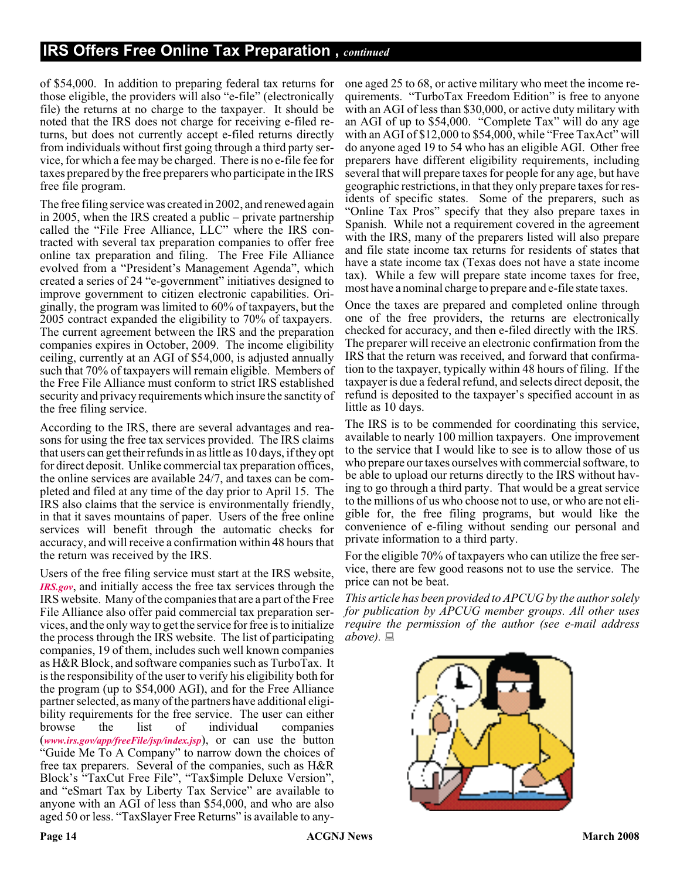## IRS Offers Free Online Tax Preparation , *continued*

of $54,000. In addition to preparing federal tax returns for those eligible, the providers will also "e-file" (electronically file) the returns at no charge to the taxpayer. It should be noted that the IRS does not charge for receiving e-filed returns, but does not currently accept e-filed returns directly from individuals without first going through a third party service, for which a fee may be charged. There is no e-file fee for taxes prepared by the free preparers who participate in the IRS free file program.

The free filing service was created in 2002, and renewed again in 2005, when the IRS created a public – private partnership called the "File Free Alliance, LLC" where the IRS contracted with several tax preparation companies to offer free online tax preparation and filing. The Free File Alliance evolved from a "President's Management Agenda", which created a series of 24 "e-government" initiatives designed to improve government to citizen electronic capabilities. Originally, the program was limited to 60% of taxpayers, but the 2005 contract expanded the eligibility to 70% of taxpayers. The current agreement between the IRS and the preparation companies expires in October, 2009. The income eligibility ceiling, currently at an AGI of $54,000, is adjusted annually such that 70% of taxpayers will remain eligible. Members of the Free File Alliance must conform to strict IRS established security and privacy requirements which insure the sanctity of the free filing service.

According to the IRS, there are several advantages and reasons for using the free tax services provided. The IRS claims that users can get their refunds in as little as 10 days, if they opt for direct deposit. Unlike commercial tax preparation offices, the online services are available 24/7, and taxes can be completed and filed at any time of the day prior to April 15. The IRS also claims that the service is environmentally friendly, in that it saves mountains of paper. Users of the free online services will benefit through the automatic checks for accuracy, and will receive a confirmation within 48 hours that the return was received by the IRS.

Users of the free filing service must start at the IRS website, *IRS.gov*, and initially access the free tax services through the IRS website. Many of the companies that are a part of the Free File Alliance also offer paid commercial tax preparation services, and the only way to get the service for free is to initialize the process through the IRS website. The list of participating companies, 19 of them, includes such well known companies as H&R Block, and software companies such as TurboTax. It is the responsibility of the user to verify his eligibility both for the program (up to $54,000 AGI), and for the Free Alliance partner selected, as many of the partners have additional eligibility requirements for the free service. The user can either browse the list of individual companies (*www.irs.gov/app/freeFile/jsp/index.jsp*), or can use the button "Guide Me To A Company" to narrow down the choices of free tax preparers. Several of the companies, such as H&R Block's "TaxCut Free File", "Tax$imple Deluxe Version", and "eSmart Tax by Liberty Tax Service" are available to anyone with an AGI of less than $54,000, and who are also aged 50 or less. "TaxSlayer Free Returns" is available to anyone aged 25 to 68, or active military who meet the income requirements. "TurboTax Freedom Edition" is free to anyone with an AGI of less than $30,000, or active duty military with an AGI of up to $54,000. "Complete Tax" will do any age with an AGI of $12,000 to $54,000, while "Free TaxAct" will do anyone aged 19 to 54 who has an eligible AGI. Other free preparers have different eligibility requirements, including several that will prepare taxes for people for any age, but have geographic restrictions, in that they only prepare taxes for residents of specific states. Some of the preparers, such as "Online Tax Pros" specify that they also prepare taxes in Spanish. While not a requirement covered in the agreement with the IRS, many of the preparers listed will also prepare and file state income tax returns for residents of states that have a state income tax (Texas does not have a state income tax). While a few will prepare state income taxes for free, most have a nominal charge to prepare and e-file state taxes.

Once the taxes are prepared and completed online through one of the free providers, the returns are electronically checked for accuracy, and then e-filed directly with the IRS. The preparer will receive an electronic confirmation from the IRS that the return was received, and forward that confirmation to the taxpayer, typically within 48 hours of filing. If the taxpayer is due a federal refund, and selects direct deposit, the refund is deposited to the taxpayer's specified account in as little as 10 days.

The IRS is to be commended for coordinating this service, available to nearly 100 million taxpayers. One improvement to the service that I would like to see is to allow those of us who prepare our taxes ourselves with commercial software, to be able to upload our returns directly to the IRS without having to go through a third party. That would be a great service to the millions of us who choose not to use, or who are not eligible for, the free filing programs, but would like the convenience of e-filing without sending our personal and private information to a third party.

For the eligible 70% of taxpayers who can utilize the free service, there are few good reasons not to use the service. The price can not be beat.

*This article has been provided to APCUG by the author solely for publication by APCUG member groups. All other uses require the permission of the author (see e-mail address above).*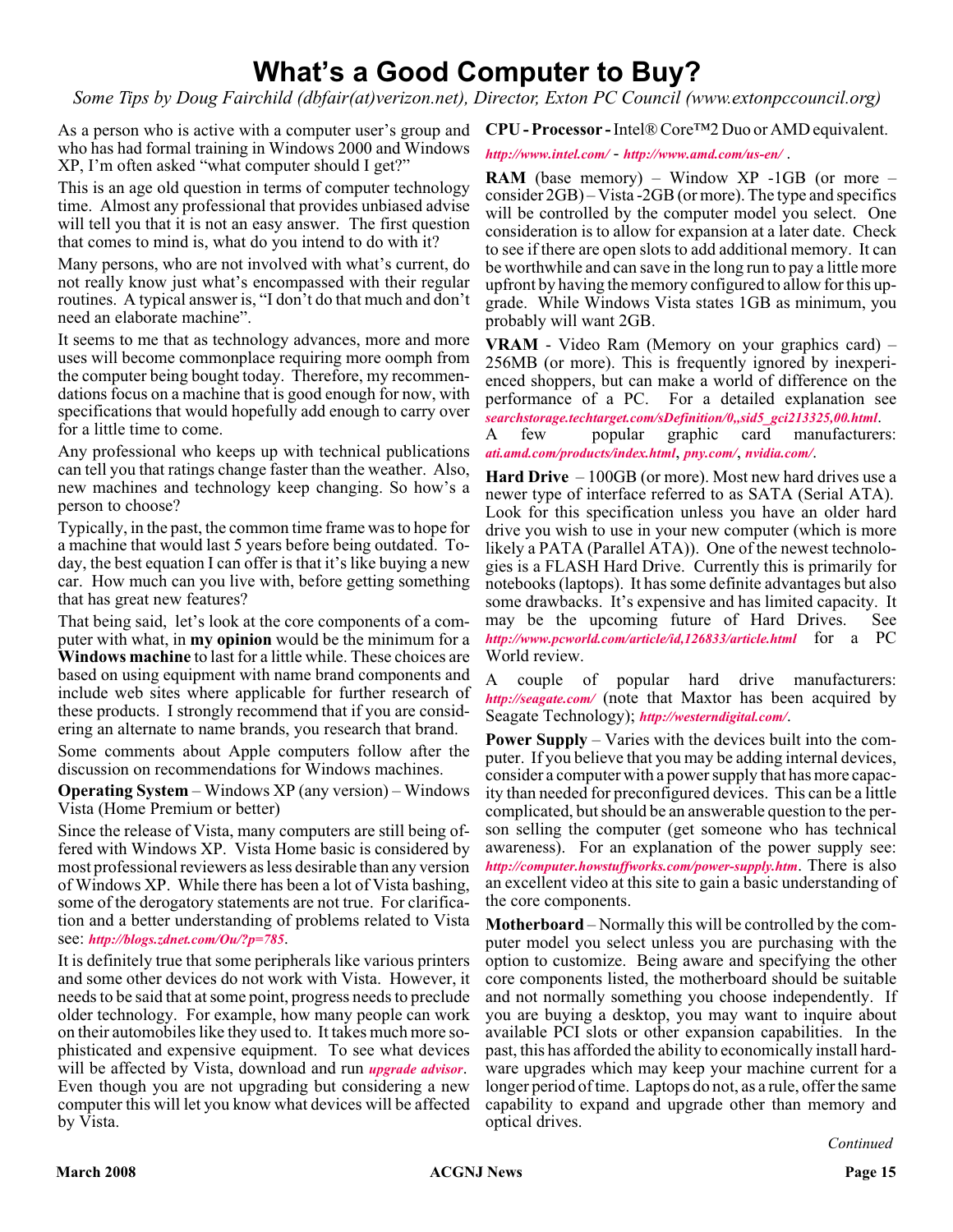# What's a Good Computer to Buy?

*Some Tips by Doug Fairchild (dbfair(at)verizon.net), Director, Exton PC Council (www.extonpccouncil.org)*

As a person who is active with a computer user's group and who has had formal training in Windows 2000 and Windows XP, I'm often asked "what computer should I get?"

This is an age old question in terms of computer technology time. Almost any professional that provides unbiased advise will tell you that it is not an easy answer. The first question that comes to mind is, what do you intend to do with it?

Many persons, who are not involved with what's current, do not really know just what's encompassed with their regular routines. A typical answer is, "I don't do that much and don't need an elaborate machine".

It seems to me that as technology advances, more and more uses will become commonplace requiring more oomph from the computer being bought today. Therefore, my recommendations focus on a machine that is good enough for now, with specifications that would hopefully add enough to carry over for a little time to come.

Any professional who keeps up with technical publications can tell you that ratings change faster than the weather. Also, new machines and technology keep changing. So how's a person to choose?

Typically, in the past, the common time frame was to hope for a machine that would last 5 years before being outdated. Today, the best equation I can offer is that it's like buying a new car. How much can you live with, before getting something that has great new features?

That being said, let's look at the core components of a computer with what, in **my opinion** would be the minimum for a **Windows machine** to last for a little while. These choices are based on using equipment with name brand components and include web sites where applicable for further research of these products. I strongly recommend that if you are considering an alternate to name brands, you research that brand.

Some comments about Apple computers follow after the discussion on recommendations for Windows machines.

**Operating System** – Windows XP (any version) – Windows Vista (Home Premium or better)

Since the release of Vista, many computers are still being offered with Windows XP. Vista Home basic is considered by most professional reviewers as less desirable than any version of Windows XP. While there has been a lot of Vista bashing, some of the derogatory statements are not true. For clarification and a better understanding of problems related to Vista see: *http://blogs.zdnet.com/Ou/?p=785*.

It is definitely true that some peripherals like various printers and some other devices do not work with Vista. However, it needs to be said that at some point, progress needs to preclude older technology. For example, how many people can work on their automobiles like they used to. It takes much more sophisticated and expensive equipment. To see what devices will be affected by Vista, download and run *upgrade advisor*. Even though you are not upgrading but considering a new computer this will let you know what devices will be affected by Vista.

**CPU - Processor -** Intel® Core™2 Duo or AMD equivalent.

*http://www.intel.com/* - *http://www.amd.com/us-en/* .

**RAM** (base memory) – Window XP -1GB (or more – consider 2GB) – Vista -2GB (or more). The type and specifics will be controlled by the computer model you select. One consideration is to allow for expansion at a later date. Check to see if there are open slots to add additional memory. It can be worthwhile and can save in the long run to pay a little more upfront by having the memory configured to allow for this upgrade. While Windows Vista states 1GB as minimum, you probably will want 2GB.

**VRAM** - Video Ram (Memory on your graphics card) – 256MB (or more). This is frequently ignored by inexperienced shoppers, but can make a world of difference on the performance of a PC. For a detailed explanation see *searchstorage.techtarget.com/sDefinition/0,,sid5_gci213325,00.html*.
A few popular graphic card manufacturers: *ati.amd.com/products/index.html*, *pny.com/*, *nvidia.com/*.

**Hard Drive** – 100GB (or more). Most new hard drives use a newer type of interface referred to as SATA (Serial ATA). Look for this specification unless you have an older hard drive you wish to use in your new computer (which is more likely a PATA (Parallel ATA)). One of the newest technologies is a FLASH Hard Drive. Currently this is primarily for notebooks (laptops). It has some definite advantages but also some drawbacks. It's expensive and has limited capacity. It may be the upcoming future of Hard Drives. See *http://www.pcworld.com/article/id,126833/article.html* for a PC World review.

A couple of popular hard drive manufacturers: *http://seagate.com/* (note that Maxtor has been acquired by Seagate Technology); *http://westerndigital.com/*.

**Power Supply** – Varies with the devices built into the computer. If you believe that you may be adding internal devices, consider a computer with a power supply that has more capacity than needed for preconfigured devices. This can be a little complicated, but should be an answerable question to the person selling the computer (get someone who has technical awareness). For an explanation of the power supply see: *http://computer.howstuffworks.com/power-supply.htm*. There is also an excellent video at this site to gain a basic understanding of the core components.

**Motherboard** – Normally this will be controlled by the computer model you select unless you are purchasing with the option to customize. Being aware and specifying the other core components listed, the motherboard should be suitable and not normally something you choose independently. If you are buying a desktop, you may want to inquire about available PCI slots or other expansion capabilities. In the past, this has afforded the ability to economically install hardware upgrades which may keep your machine current for a longer period of time. Laptops do not, as a rule, offer the same capability to expand and upgrade other than memory and optical drives.

*Continued*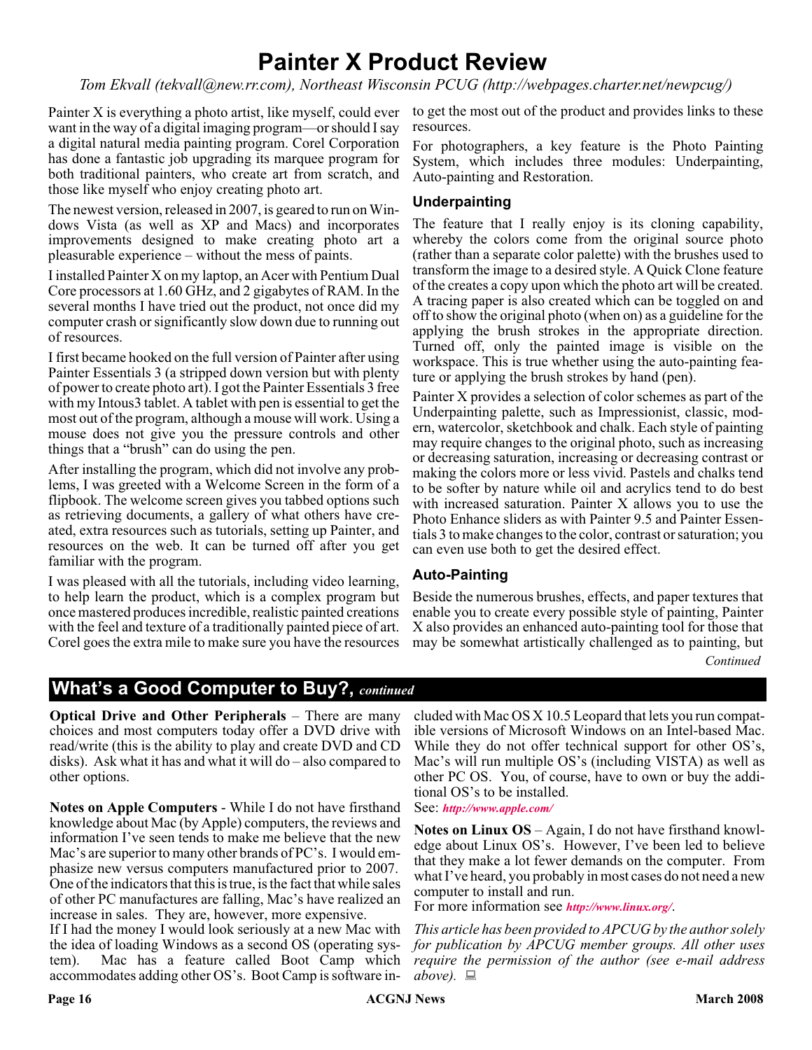# Painter X Product Review

*Tom Ekvall (tekvall@new.rr.com), Northeast Wisconsin PCUG (http://webpages.charter.net/newpcug/)*

Painter X is everything a photo artist, like myself, could ever want in the way of a digital imaging program—or should I say a digital natural media painting program. Corel Corporation has done a fantastic job upgrading its marquee program for both traditional painters, who create art from scratch, and those like myself who enjoy creating photo art.

The newest version, released in 2007, is geared to run on Windows Vista (as well as XP and Macs) and incorporates improvements designed to make creating photo art a pleasurable experience – without the mess of paints.

I installed Painter X on my laptop, an Acer with Pentium Dual Core processors at 1.60 GHz, and 2 gigabytes of RAM. In the several months I have tried out the product, not once did my computer crash or significantly slow down due to running out of resources.

I first became hooked on the full version of Painter after using Painter Essentials 3 (a stripped down version but with plenty of power to create photo art). I got the Painter Essentials 3 free with my Intous3 tablet. A tablet with pen is essential to get the most out of the program, although a mouse will work. Using a mouse does not give you the pressure controls and other things that a "brush" can do using the pen.

After installing the program, which did not involve any problems, I was greeted with a Welcome Screen in the form of a flipbook. The welcome screen gives you tabbed options such as retrieving documents, a gallery of what others have created, extra resources such as tutorials, setting up Painter, and resources on the web. It can be turned off after you get familiar with the program.

I was pleased with all the tutorials, including video learning, to help learn the product, which is a complex program but once mastered produces incredible, realistic painted creations with the feel and texture of a traditionally painted piece of art. Corel goes the extra mile to make sure you have the resources to get the most out of the product and provides links to these resources.

For photographers, a key feature is the Photo Painting System, which includes three modules: Underpainting, Auto-painting and Restoration.

### Underpainting

The feature that I really enjoy is its cloning capability, whereby the colors come from the original source photo (rather than a separate color palette) with the brushes used to transform the image to a desired style. A Quick Clone feature of the creates a copy upon which the photo art will be created. A tracing paper is also created which can be toggled on and off to show the original photo (when on) as a guideline for the applying the brush strokes in the appropriate direction. Turned off, only the painted image is visible on the workspace. This is true whether using the auto-painting feature or applying the brush strokes by hand (pen).

Painter X provides a selection of color schemes as part of the Underpainting palette, such as Impressionist, classic, modern, watercolor, sketchbook and chalk. Each style of painting may require changes to the original photo, such as increasing or decreasing saturation, increasing or decreasing contrast or making the colors more or less vivid. Pastels and chalks tend to be softer by nature while oil and acrylics tend to do best with increased saturation. Painter X allows you to use the Photo Enhance sliders as with Painter 9.5 and Painter Essentials 3 to make changes to the color, contrast or saturation; you can even use both to get the desired effect.

### Auto-Painting

Beside the numerous brushes, effects, and paper textures that enable you to create every possible style of painting, Painter X also provides an enhanced auto-painting tool for those that may be somewhat artistically challenged as to painting, but

*Continued*

## What's a Good Computer to Buy?, *continued*

**Optical Drive and Other Peripherals** – There are many choices and most computers today offer a DVD drive with read/write (this is the ability to play and create DVD and CD disks). Ask what it has and what it will do – also compared to other options.

**Notes on Apple Computers** - While I do not have firsthand knowledge about Mac (by Apple) computers, the reviews and information I've seen tends to make me believe that the new Mac's are superior to many other brands of PC's. I would emphasize new versus computers manufactured prior to 2007. One of the indicators that this is true, is the fact that while sales of other PC manufactures are falling, Mac's have realized an increase in sales. They are, however, more expensive.

If I had the money I would look seriously at a new Mac with the idea of loading Windows as a second OS (operating system). Mac has a feature called Boot Camp which accommodates adding other OS's. Boot Camp is software included with Mac OS X 10.5 Leopard that lets you run compatible versions of Microsoft Windows on an Intel-based Mac. While they do not offer technical support for other OS's, Mac's will run multiple OS's (including VISTA) as well as other PC OS. You, of course, have to own or buy the additional OS's to be installed.

See: ***http://www.apple.com/***

**Notes on Linux OS** – Again, I do not have firsthand knowledge about Linux OS's. However, I've been led to believe that they make a lot fewer demands on the computer. From what I've heard, you probably in most cases do not need a new computer to install and run.

For more information see ***http://www.linux.org/***.

*This article has been provided to APCUG by the author solely for publication by APCUG member groups. All other uses require the permission of the author (see e-mail address above).*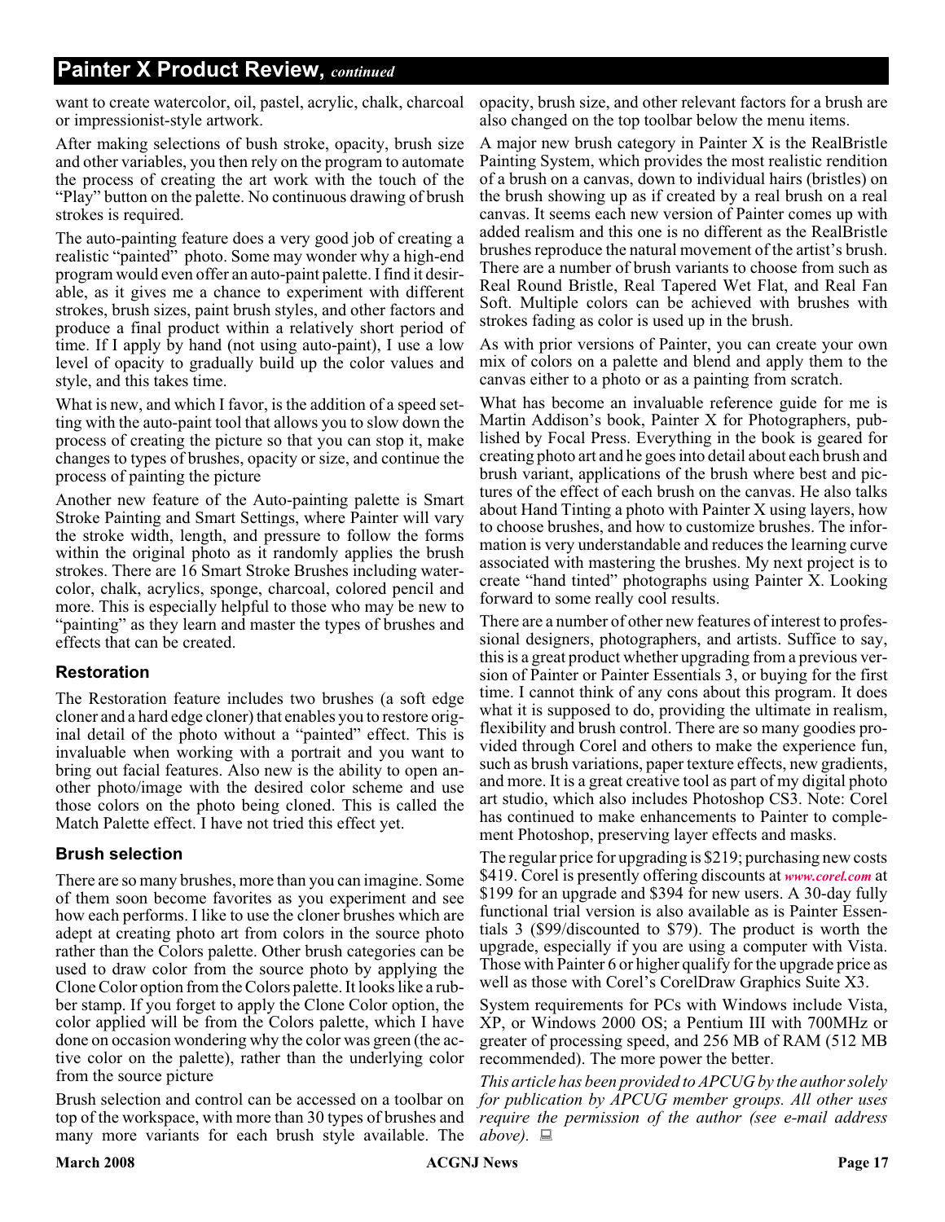## Painter X Product Review, *continued*

want to create watercolor, oil, pastel, acrylic, chalk, charcoal or impressionist-style artwork.

After making selections of bush stroke, opacity, brush size and other variables, you then rely on the program to automate the process of creating the art work with the touch of the "Play" button on the palette. No continuous drawing of brush strokes is required.

The auto-painting feature does a very good job of creating a realistic "painted" photo. Some may wonder why a high-end program would even offer an auto-paint palette. I find it desirable, as it gives me a chance to experiment with different strokes, brush sizes, paint brush styles, and other factors and produce a final product within a relatively short period of time. If I apply by hand (not using auto-paint), I use a low level of opacity to gradually build up the color values and style, and this takes time.

What is new, and which I favor, is the addition of a speed setting with the auto-paint tool that allows you to slow down the process of creating the picture so that you can stop it, make changes to types of brushes, opacity or size, and continue the process of painting the picture

Another new feature of the Auto-painting palette is Smart Stroke Painting and Smart Settings, where Painter will vary the stroke width, length, and pressure to follow the forms within the original photo as it randomly applies the brush strokes. There are 16 Smart Stroke Brushes including watercolor, chalk, acrylics, sponge, charcoal, colored pencil and more. This is especially helpful to those who may be new to "painting" as they learn and master the types of brushes and effects that can be created.

### Restoration

The Restoration feature includes two brushes (a soft edge cloner and a hard edge cloner) that enables you to restore original detail of the photo without a "painted" effect. This is invaluable when working with a portrait and you want to bring out facial features. Also new is the ability to open another photo/image with the desired color scheme and use those colors on the photo being cloned. This is called the Match Palette effect. I have not tried this effect yet.

### Brush selection

There are so many brushes, more than you can imagine. Some of them soon become favorites as you experiment and see how each performs. I like to use the cloner brushes which are adept at creating photo art from colors in the source photo rather than the Colors palette. Other brush categories can be used to draw color from the source photo by applying the Clone Color option from the Colors palette. It looks like a rubber stamp. If you forget to apply the Clone Color option, the color applied will be from the Colors palette, which I have done on occasion wondering why the color was green (the active color on the palette), rather than the underlying color from the source picture

Brush selection and control can be accessed on a toolbar on top of the workspace, with more than 30 types of brushes and many more variants for each brush style available. The opacity, brush size, and other relevant factors for a brush are also changed on the top toolbar below the menu items.

A major new brush category in Painter X is the RealBristle Painting System, which provides the most realistic rendition of a brush on a canvas, down to individual hairs (bristles) on the brush showing up as if created by a real brush on a real canvas. It seems each new version of Painter comes up with added realism and this one is no different as the RealBristle brushes reproduce the natural movement of the artist's brush. There are a number of brush variants to choose from such as Real Round Bristle, Real Tapered Wet Flat, and Real Fan Soft. Multiple colors can be achieved with brushes with strokes fading as color is used up in the brush.

As with prior versions of Painter, you can create your own mix of colors on a palette and blend and apply them to the canvas either to a photo or as a painting from scratch.

What has become an invaluable reference guide for me is Martin Addison's book, Painter X for Photographers, published by Focal Press. Everything in the book is geared for creating photo art and he goes into detail about each brush and brush variant, applications of the brush where best and pictures of the effect of each brush on the canvas. He also talks about Hand Tinting a photo with Painter X using layers, how to choose brushes, and how to customize brushes. The information is very understandable and reduces the learning curve associated with mastering the brushes. My next project is to create "hand tinted" photographs using Painter X. Looking forward to some really cool results.

There are a number of other new features of interest to professional designers, photographers, and artists. Suffice to say, this is a great product whether upgrading from a previous version of Painter or Painter Essentials 3, or buying for the first time. I cannot think of any cons about this program. It does what it is supposed to do, providing the ultimate in realism, flexibility and brush control. There are so many goodies provided through Corel and others to make the experience fun, such as brush variations, paper texture effects, new gradients, and more. It is a great creative tool as part of my digital photo art studio, which also includes Photoshop CS3. Note: Corel has continued to make enhancements to Painter to complement Photoshop, preserving layer effects and masks.

The regular price for upgrading is $219; purchasing new costs $419. Corel is presently offering discounts at *www.corel.com* at $199 for an upgrade and $394 for new users. A 30-day fully functional trial version is also available as is Painter Essentials 3 ($99/discounted to $79). The product is worth the upgrade, especially if you are using a computer with Vista. Those with Painter 6 or higher qualify for the upgrade price as well as those with Corel's CorelDraw Graphics Suite X3.

System requirements for PCs with Windows include Vista, XP, or Windows 2000 OS; a Pentium III with 700MHz or greater of processing speed, and 256 MB of RAM (512 MB recommended). The more power the better.

*This article has been provided to APCUG by the author solely for publication by APCUG member groups. All other uses require the permission of the author (see e-mail address above).*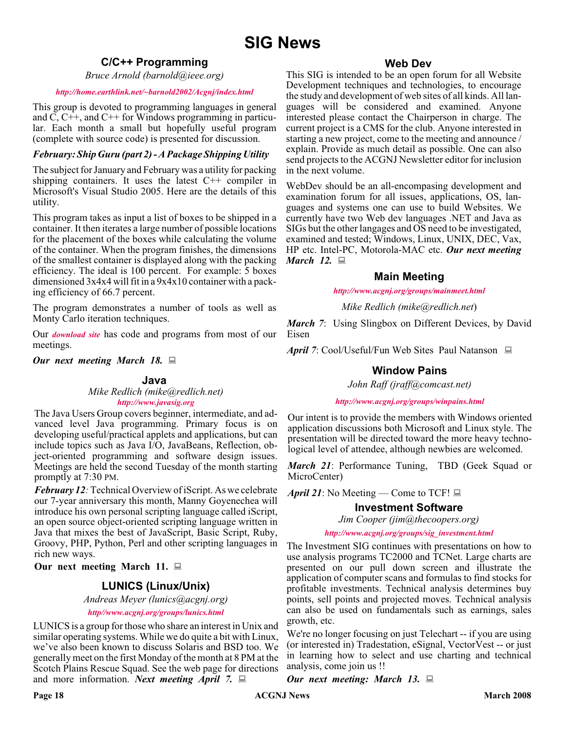# SIG News

## C/C++ Programming

*Bruce Arnold (barnold@ieee.org)*

*http://home.earthlink.net/~barnold2002/Acgnj/index.html*

This group is devoted to programming languages in general and C, C++, and C++ for Windows programming in particular. Each month a small but hopefully useful program (complete with source code) is presented for discussion.

***February: Ship Guru (part 2) - A Package Shipping Utility***

The subject for January and February was a utility for packing shipping containers. It uses the latest C++ compiler in Microsoft's Visual Studio 2005. Here are the details of this utility.

This program takes as input a list of boxes to be shipped in a container. It then iterates a large number of possible locations for the placement of the boxes while calculating the volume of the container. When the program finishes, the dimensions of the smallest container is displayed along with the packing efficiency. The ideal is 100 percent. For example: 5 boxes dimensioned 3x4x4 will fit in a 9x4x10 container with a packing efficiency of 66.7 percent.

The program demonstrates a number of tools as well as Monty Carlo iteration techniques.

Our *download site* has code and programs from most of our meetings.

***Our next meeting March 18.***

## Java

*Mike Redlich (mike@redlich.net)*

*http://www.javasig.org*

The Java Users Group covers beginner, intermediate, and advanced level Java programming. Primary focus is on developing useful/practical applets and applications, but can include topics such as Java I/O, JavaBeans, Reflection, object-oriented programming and software design issues. Meetings are held the second Tuesday of the month starting promptly at 7:30 PM.

***February 12***: Technical Overview of iScript. As we celebrate our 7-year anniversary this month, Manny Goyenechea will introduce his own personal scripting language called iScript, an open source object-oriented scripting language written in Java that mixes the best of JavaScript, Basic Script, Ruby, Groovy, PHP, Python, Perl and other scripting languages in rich new ways.

**Our next meeting March 11.**

## LUNICS (Linux/Unix)

*Andreas Meyer (lunics@acgnj.org)*

*http//www.acgnj.org/groups/lunics.html*

LUNICS is a group for those who share an interest in Unix and similar operating systems. While we do quite a bit with Linux, we've also been known to discuss Solaris and BSD too. We generally meet on the first Monday of the month at 8 PM at the Scotch Plains Rescue Squad. See the web page for directions and more information. ***Next meeting April 7.***

## Web Dev

This SIG is intended to be an open forum for all Website Development techniques and technologies, to encourage the study and development of web sites of all kinds. All languages will be considered and examined. Anyone interested please contact the Chairperson in charge. The current project is a CMS for the club. Anyone interested in starting a new project, come to the meeting and announce / explain. Provide as much detail as possible. One can also send projects to the ACGNJ Newsletter editor for inclusion in the next volume.

WebDev should be an all-encompasing development and examination forum for all issues, applications, OS, languages and systems one can use to build Websites. We currently have two Web dev languages .NET and Java as SIGs but the other langages and OS need to be investigated, examined and tested; Windows, Linux, UNIX, DEC, Vax, HP etc. Intel-PC, Motorola-MAC etc. ***Our next meeting March 12.***

## Main Meeting

*http://www.acgnj.org/groups/mainmeet.html*

*Mike Redlich (mike@redlich.net)*

***March 7***: Using Slingbox on Different Devices, by David Eisen

***April 7***: Cool/Useful/Fun Web Sites Paul Natanson

## Window Pains

*John Raff (jraff@comcast.net)*

*http://www.acgnj.org/groups/winpains.html*

Our intent is to provide the members with Windows oriented application discussions both Microsoft and Linux style. The presentation will be directed toward the more heavy technological level of attendee, although newbies are welcomed.

***March 21***: Performance Tuning, TBD (Geek Squad or MicroCenter)

***April 21***: No Meeting — Come to TCF!

## Investment Software

*Jim Cooper (jim@thecoopers.org)*

*http://www.acgnj.org/groups/sig_investment.html*

The Investment SIG continues with presentations on how to use analysis programs TC2000 and TCNet. Large charts are presented on our pull down screen and illustrate the application of computer scans and formulas to find stocks for profitable investments. Technical analysis determines buy points, sell points and projected moves. Technical analysis can also be used on fundamentals such as earnings, sales growth, etc.

We're no longer focusing on just Telechart -- if you are using (or interested in) Tradestation, eSignal, VectorVest -- or just in learning how to select and use charting and technical analysis, come join us !!

***Our next meeting: March 13.***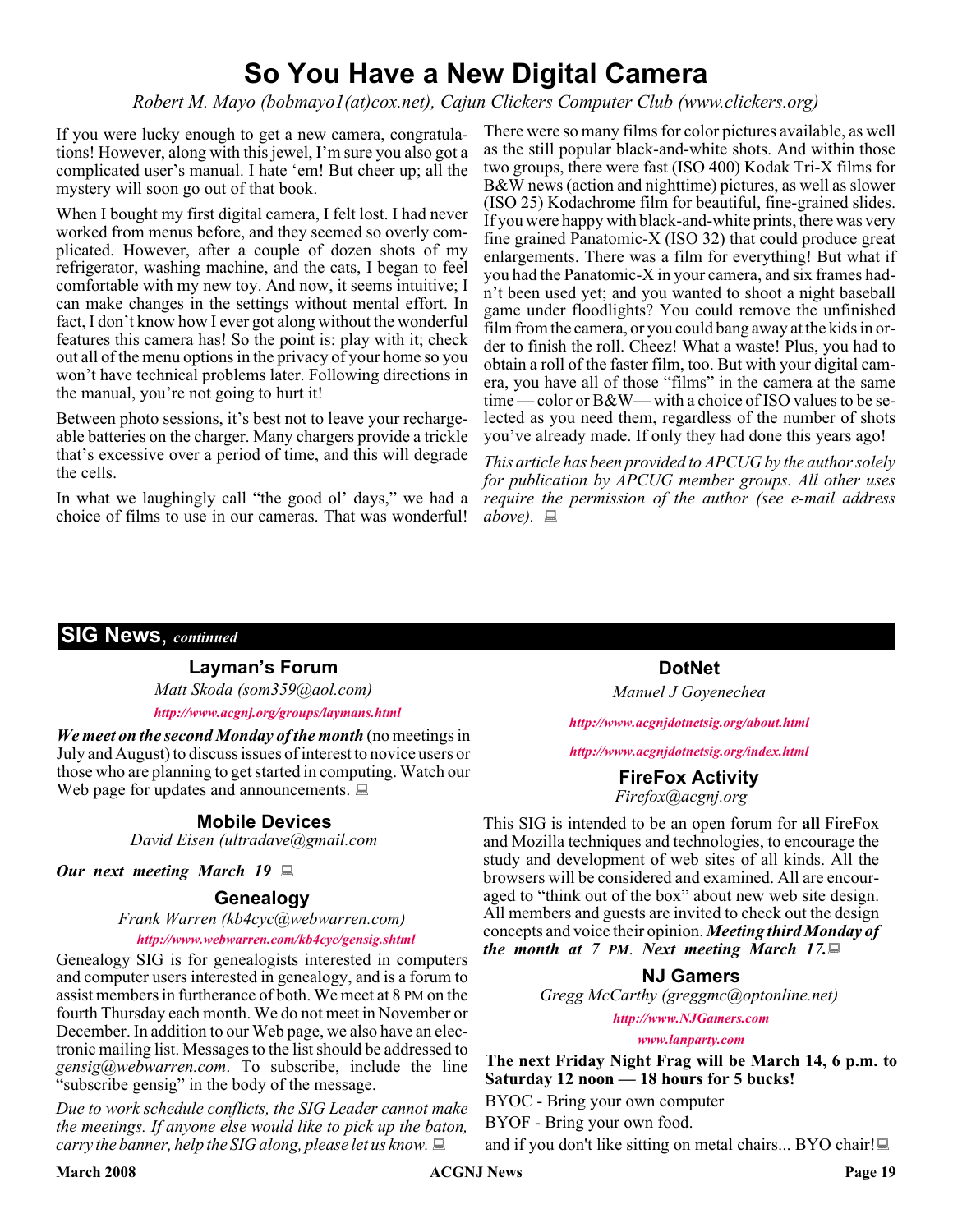# So You Have a New Digital Camera

*Robert M. Mayo (bobmayo1(at)cox.net), Cajun Clickers Computer Club (www.clickers.org)*

If you were lucky enough to get a new camera, congratulations! However, along with this jewel, I'm sure you also got a complicated user's manual. I hate 'em! But cheer up; all the mystery will soon go out of that book.

When I bought my first digital camera, I felt lost. I had never worked from menus before, and they seemed so overly complicated. However, after a couple of dozen shots of my refrigerator, washing machine, and the cats, I began to feel comfortable with my new toy. And now, it seems intuitive; I can make changes in the settings without mental effort. In fact, I don't know how I ever got along without the wonderful features this camera has! So the point is: play with it; check out all of the menu options in the privacy of your home so you won't have technical problems later. Following directions in the manual, you're not going to hurt it!

Between photo sessions, it's best not to leave your rechargeable batteries on the charger. Many chargers provide a trickle that's excessive over a period of time, and this will degrade the cells.

In what we laughingly call "the good ol' days," we had a choice of films to use in our cameras. That was wonderful! There were so many films for color pictures available, as well as the still popular black-and-white shots. And within those two groups, there were fast (ISO 400) Kodak Tri-X films for B&W news (action and nighttime) pictures, as well as slower (ISO 25) Kodachrome film for beautiful, fine-grained slides. If you were happy with black-and-white prints, there was very fine grained Panatomic-X (ISO 32) that could produce great enlargements. There was a film for everything! But what if you had the Panatomic-X in your camera, and six frames hadn't been used yet; and you wanted to shoot a night baseball game under floodlights? You could remove the unfinished film from the camera, or you could bang away at the kids in order to finish the roll. Cheez! What a waste! Plus, you had to obtain a roll of the faster film, too. But with your digital camera, you have all of those "films" in the camera at the same time — color or B&W— with a choice of ISO values to be selected as you need them, regardless of the number of shots you've already made. If only they had done this years ago!

*This article has been provided to APCUG by the author solely for publication by APCUG member groups. All other uses require the permission of the author (see e-mail address above).*

## SIG News, *continued*

### Layman's Forum

*Matt Skoda (som359@aol.com)*

*http://www.acgnj.org/groups/laymans.html*

***We meet on the second Monday of the month*** (no meetings in July and August) to discuss issues of interest to novice users or those who are planning to get started in computing. Watch our Web page for updates and announcements.

### Mobile Devices

*David Eisen (ultradave@gmail.com*

***Our next meeting March 19***

### Genealogy

*Frank Warren (kb4cyc@webwarren.com)*

*http://www.webwarren.com/kb4cyc/gensig.shtml*

Genealogy SIG is for genealogists interested in computers and computer users interested in genealogy, and is a forum to assist members in furtherance of both. We meet at 8 PM on the fourth Thursday each month. We do not meet in November or December. In addition to our Web page, we also have an electronic mailing list. Messages to the list should be addressed to *gensig@webwarren.com*. To subscribe, include the line "subscribe gensig" in the body of the message.

*Due to work schedule conflicts, the SIG Leader cannot make the meetings. If anyone else would like to pick up the baton, carry the banner, help the SIG along, please let us know.*

### DotNet

*Manuel J Goyenechea*

*http://www.acgnjdotnetsig.org/about.html*

*http://www.acgnjdotnetsig.org/index.html*

### FireFox Activity

*Firefox@acgnj.org*

This SIG is intended to be an open forum for **all** FireFox and Mozilla techniques and technologies, to encourage the study and development of web sites of all kinds. All the browsers will be considered and examined. All are encouraged to "think out of the box" about new web site design. All members and guests are invited to check out the design concepts and voice their opinion. ***Meeting third Monday of the month at 7 PM. Next meeting March 17.***

### NJ Gamers

*Gregg McCarthy (greggmc@optonline.net)*

*http://www.NJGamers.com*

*www.lanparty.com*

**The next Friday Night Frag will be March 14, 6 p.m. to Saturday 12 noon — 18 hours for 5 bucks!**

BYOC - Bring your own computer

BYOF - Bring your own food.

and if you don't like sitting on metal chairs... BYO chair!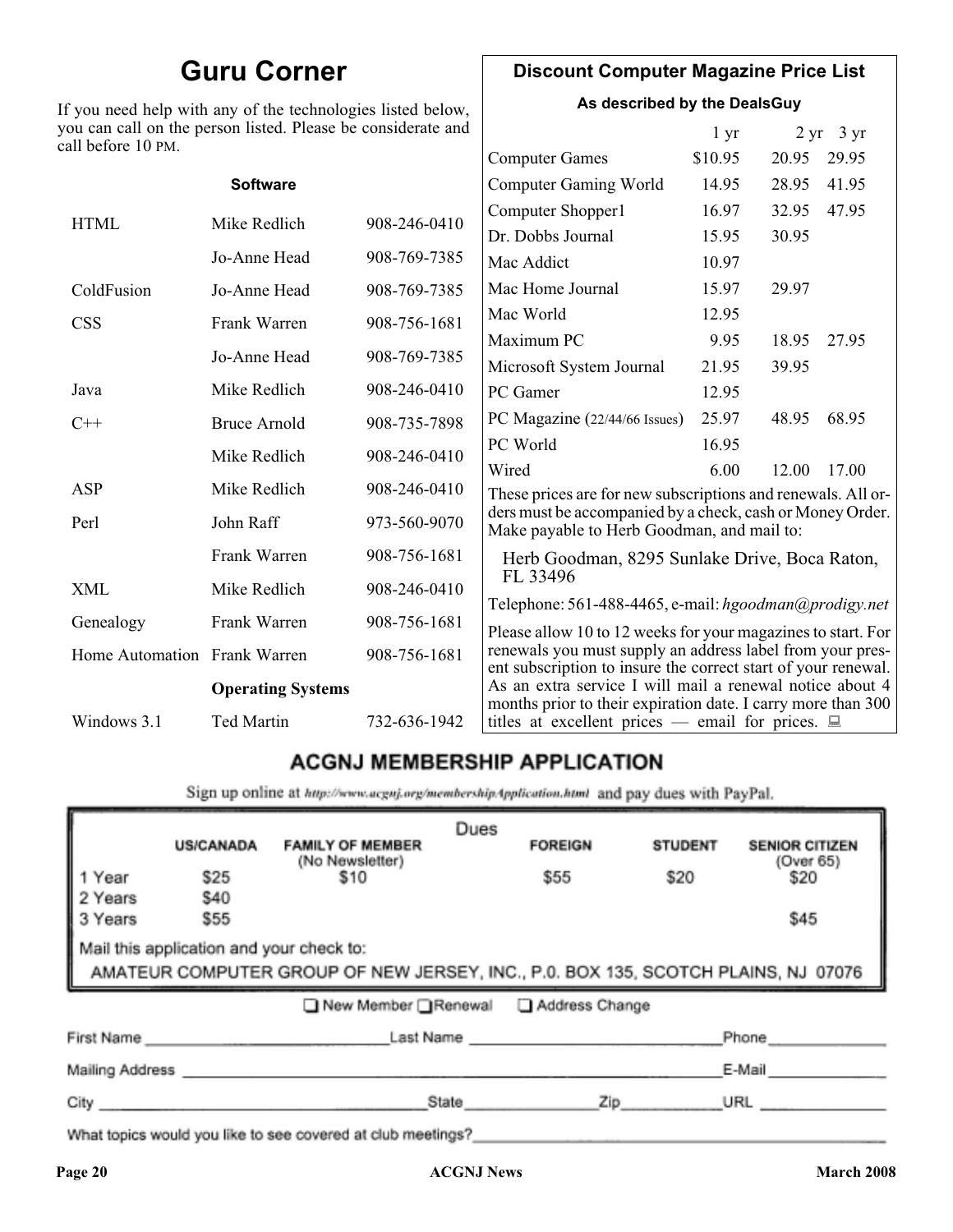# Guru Corner

If you need help with any of the technologies listed below, you can call on the person listed. Please be considerate and call before 10 PM.

**Software**

| | | |
|---|---|---|
| HTML | Mike Redlich | 908-246-0410 |
| | Jo-Anne Head | 908-769-7385 |
| ColdFusion | Jo-Anne Head | 908-769-7385 |
| CSS | Frank Warren | 908-756-1681 |
| | Jo-Anne Head | 908-769-7385 |
| Java | Mike Redlich | 908-246-0410 |
| C++ | Bruce Arnold | 908-735-7898 |
| | Mike Redlich | 908-246-0410 |
| ASP | Mike Redlich | 908-246-0410 |
| Perl | John Raff | 973-560-9070 |
| | Frank Warren | 908-756-1681 |
| XML | Mike Redlich | 908-246-0410 |
| Genealogy | Frank Warren | 908-756-1681 |
| Home Automation | Frank Warren | 908-756-1681 |
| | **Operating Systems** | |
| Windows 3.1 | Ted Martin | 732-636-1942 |

## Discount Computer Magazine Price List

**As described by the DealsGuy**

| | 1 yr | 2 yr | 3 yr |
|---|---|---|---|
| Computer Games | $10.95 | 20.95 | 29.95 |
| Computer Gaming World | 14.95 | 28.95 | 41.95 |
| Computer Shopper1 | 16.97 | 32.95 | 47.95 |
| Dr. Dobbs Journal | 15.95 | 30.95 | |
| Mac Addict | 10.97 | | |
| Mac Home Journal | 15.97 | 29.97 | |
| Mac World | 12.95 | | |
| Maximum PC | 9.95 | 18.95 | 27.95 |
| Microsoft System Journal | 21.95 | 39.95 | |
| PC Gamer | 12.95 | | |
| PC Magazine (22/44/66 Issues) | 25.97 | 48.95 | 68.95 |
| PC World | 16.95 | | |
| Wired | 6.00 | 12.00 | 17.00 |

These prices are for new subscriptions and renewals. All orders must be accompanied by a check, cash or Money Order. Make payable to Herb Goodman, and mail to:

Herb Goodman, 8295 Sunlake Drive, Boca Raton, FL 33496

Telephone: 561-488-4465, e-mail: *hgoodman@prodigy.net*

Please allow 10 to 12 weeks for your magazines to start. For renewals you must supply an address label from your present subscription to insure the correct start of your renewal. As an extra service I will mail a renewal notice about 4 months prior to their expiration date. I carry more than 300 titles at excellent prices — email for prices.

## ACGNJ MEMBERSHIP APPLICATION

Sign up online at http://www.acgnj.org/membershipApplication.html and pay dues with PayPal.

**Dues**

| | US/CANADA | FAMILY OF MEMBER (No Newsletter) | FOREIGN | STUDENT | SENIOR CITIZEN (Over 65) |
|---|---|---|---|---|---|
| 1 Year | $25 | $10 | $55 | $20 | $20 |
| 2 Years | $40 | | | | |
| 3 Years | $55 | | | | $45 |

Mail this application and your check to:

AMATEUR COMPUTER GROUP OF NEW JERSEY, INC., P.0. BOX 135, SCOTCH PLAINS, NJ 07076

☐ New Member ☐ Renewal ☐ Address Change

First Name ______________ Last Name ______________ Phone ______________

Mailing Address ______________ E-Mail ______________

City ______________ State ______________ Zip ______________ URL ______________

What topics would you like to see covered at club meetings? ______________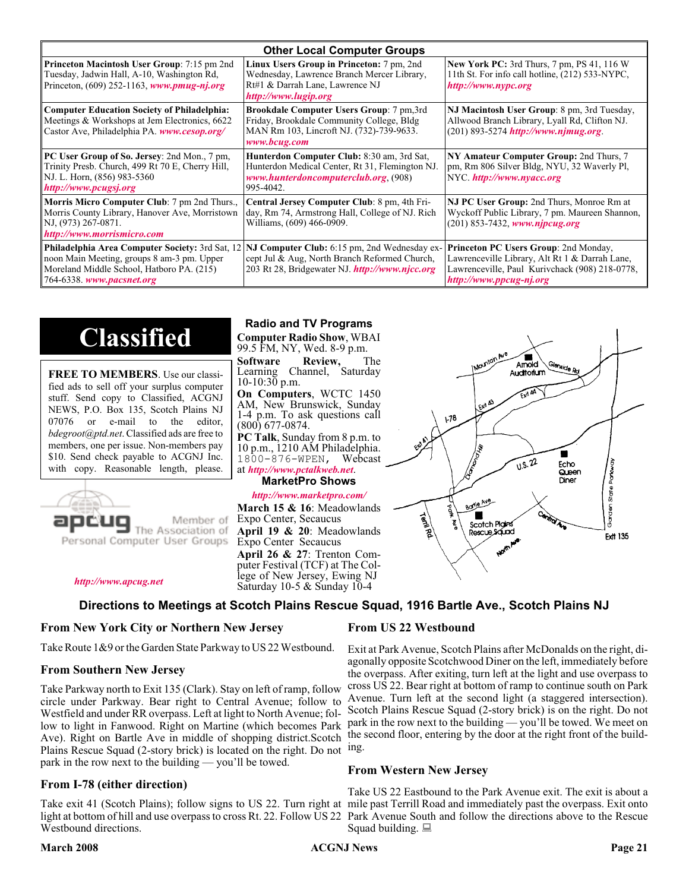## Other Local Computer Groups

| | | |
|---|---|---|
| **Princeton Macintosh User Group**: 7:15 pm 2nd Tuesday, Jadwin Hall, A-10, Washington Rd, Princeton, (609) 252-1163, *www.pmug-nj.org* | **Linux Users Group in Princeton:** 7 pm, 2nd Wednesday, Lawrence Branch Mercer Library, Rt#1 & Darrah Lane, Lawrence NJ *http://www.lugip.org* | **New York PC:** 3rd Thurs, 7 pm, PS 41, 116 W 11th St. For info call hotline, (212) 533-NYPC, *http://www.nypc.org* |
| **Computer Education Society of Philadelphia:** Meetings & Workshops at Jem Electronics, 6622 Castor Ave, Philadelphia PA. *www.cesop.org/* | **Brookdale Computer Users Group**: 7 pm,3rd Friday, Brookdale Community College, Bldg MAN Rm 103, Lincroft NJ. (732)-739-9633. *www.bcug.com* | **NJ Macintosh User Group**: 8 pm, 3rd Tuesday, Allwood Branch Library, Lyall Rd, Clifton NJ. (201) 893-5274 *http://www.njmug.org*. |
| **PC User Group of So. Jersey**: 2nd Mon., 7 pm, Trinity Presb. Church, 499 Rt 70 E, Cherry Hill, NJ. L. Horn, (856) 983-5360 *http://www.pcugsj.org* | **Hunterdon Computer Club:** 8:30 am, 3rd Sat, Hunterdon Medical Center, Rt 31, Flemington NJ. *www.hunterdoncomputerclub.org*, (908) 995-4042. | **NY Amateur Computer Group:** 2nd Thurs, 7 pm, Rm 806 Silver Bldg, NYU, 32 Waverly Pl, NYC. *http://www.nyacc.org* |
| **Morris Micro Computer Club**: 7 pm 2nd Thurs., Morris County Library, Hanover Ave, Morristown NJ, (973) 267-0871. *http://www.morrismicro.com* | **Central Jersey Computer Club**: 8 pm, 4th Friday, Rm 74, Armstrong Hall, College of NJ. Rich Williams, (609) 466-0909. | **NJ PC User Group:** 2nd Thurs, Monroe Rm at Wyckoff Public Library, 7 pm. Maureen Shannon, (201) 853-7432, *www.njpcug.org* |
| **Philadelphia Area Computer Society:** 3rd Sat, 12 noon Main Meeting, groups 8 am-3 pm. Upper Moreland Middle School, Hatboro PA. (215) 764-6338. *www.pacsnet.org* | **NJ Computer Club:** 6:15 pm, 2nd Wednesday except Jul & Aug, North Branch Reformed Church, 203 Rt 28, Bridgewater NJ. *http://www.njcc.org* | **Princeton PC Users Group**: 2nd Monday, Lawrenceville Library, Alt Rt 1 & Darrah Lane, Lawrenceville, Paul Kurivchack (908) 218-0778, *http://www.ppcug-nj.org* |

# Classified

**FREE TO MEMBERS**. Use our classified ads to sell off your surplus computer stuff. Send copy to Classified, ACGNJ NEWS, P.O. Box 135, Scotch Plains NJ 07076 or e-mail to the editor, *bdegroot@ptd.net*. Classified ads are free to members, one per issue. Non-members pay $10. Send check payable to ACGNJ Inc. with copy. Reasonable length, please.

apcug Member of The Association of Personal Computer User Groups

*http://www.apcug.net*

## Radio and TV Programs

**Computer Radio Show**, WBAI 99.5 FM, NY, Wed. 8-9 p.m.

**Software Review,** The Learning Channel, Saturday 10-10:30 p.m.

**On Computers**, WCTC 1450 AM, New Brunswick, Sunday 1-4 p.m. To ask questions call (800) 677-0874.

**PC Talk**, Sunday from 8 p.m. to 10 p.m., 1210 AM Philadelphia. 1800-876-WPEN, Webcast at *http://www.pctalkweb.net*.

## MarketPro Shows

*http://www.marketpro.com/*

**March 15 & 16**: Meadowlands Expo Center, Secaucus

**April 19 & 20**: Meadowlands Expo Center Secaucus

**April 26 & 27**: Trenton Computer Festival (TCF) at The College of New Jersey, Ewing NJ Saturday 10-5 & Sunday 10-4

## Directions to Meetings at Scotch Plains Rescue Squad, 1916 Bartle Ave., Scotch Plains NJ

### From New York City or Northern New Jersey

Take Route 1&9 or the Garden State Parkway to US 22 Westbound.

### From Southern New Jersey

Take Parkway north to Exit 135 (Clark). Stay on left of ramp, follow circle under Parkway. Bear right to Central Avenue; follow to Westfield and under RR overpass. Left at light to North Avenue; follow to light in Fanwood. Right on Martine (which becomes Park Ave). Right on Bartle Ave in middle of shopping district.Scotch Plains Rescue Squad (2-story brick) is located on the right. Do not park in the row next to the building — you'll be towed.

### From I-78 (either direction)

Take exit 41 (Scotch Plains); follow signs to US 22. Turn right at light at bottom of hill and use overpass to cross Rt. 22. Follow US 22 Westbound directions.

### From US 22 Westbound

Exit at Park Avenue, Scotch Plains after McDonalds on the right, diagonally opposite Scotchwood Diner on the left, immediately before the overpass. After exiting, turn left at the light and use overpass to cross US 22. Bear right at bottom of ramp to continue south on Park Avenue. Turn left at the second light (a staggered intersection). Scotch Plains Rescue Squad (2-story brick) is on the right. Do not park in the row next to the building — you'll be towed. We meet on the second floor, entering by the door at the right front of the building.

### From Western New Jersey

Take US 22 Eastbound to the Park Avenue exit. The exit is about a mile past Terrill Road and immediately past the overpass. Exit onto Park Avenue South and follow the directions above to the Rescue Squad building.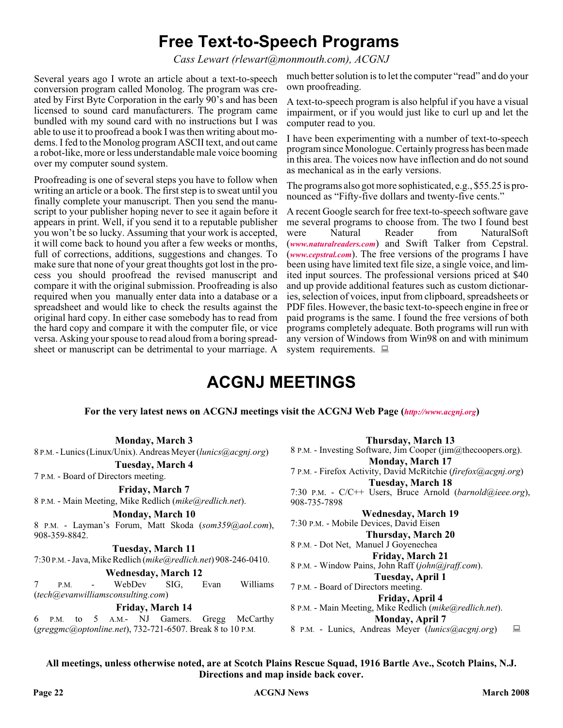# Free Text-to-Speech Programs

*Cass Lewart (rlewart@monmouth.com), ACGNJ*

Several years ago I wrote an article about a text-to-speech conversion program called Monolog. The program was created by First Byte Corporation in the early 90's and has been licensed to sound card manufacturers. The program came bundled with my sound card with no instructions but I was able to use it to proofread a book I was then writing about modems. I fed to the Monolog program ASCII text, and out came a robot-like, more or less understandable male voice booming over my computer sound system.

Proofreading is one of several steps you have to follow when writing an article or a book. The first step is to sweat until you finally complete your manuscript. Then you send the manuscript to your publisher hoping never to see it again before it appears in print. Well, if you send it to a reputable publisher you won't be so lucky. Assuming that your work is accepted, it will come back to hound you after a few weeks or months, full of corrections, additions, suggestions and changes. To make sure that none of your great thoughts got lost in the process you should proofread the revised manuscript and compare it with the original submission. Proofreading is also required when you manually enter data into a database or a spreadsheet and would like to check the results against the original hard copy. In either case somebody has to read from the hard copy and compare it with the computer file, or vice versa. Asking your spouse to read aloud from a boring spreadsheet or manuscript can be detrimental to your marriage. A much better solution is to let the computer "read" and do your own proofreading.

A text-to-speech program is also helpful if you have a visual impairment, or if you would just like to curl up and let the computer read to you.

I have been experimenting with a number of text-to-speech program since Monologue. Certainly progress has been made in this area. The voices now have inflection and do not sound as mechanical as in the early versions.

The programs also got more sophisticated, e.g., $55.25 is pronounced as "Fifty-five dollars and twenty-five cents."

A recent Google search for free text-to-speech software gave me several programs to choose from. The two I found best were Natural Reader from NaturalSoft (*www.naturalreaders.com*) and Swift Talker from Cepstral. (*www.cepstral.com*). The free versions of the programs I have been using have limited text file size, a single voice, and limited input sources. The professional versions priced at $40 and up provide additional features such as custom dictionaries, selection of voices, input from clipboard, spreadsheets or PDF files. However, the basic text-to-speech engine in free or paid programs is the same. I found the free versions of both programs completely adequate. Both programs will run with any version of Windows from Win98 on and with minimum system requirements.

# ACGNJ MEETINGS

**For the very latest news on ACGNJ meetings visit the ACGNJ Web Page (*http://www.acgnj.org*)**

**Monday, March 3**
8 P.M. - Lunics (Linux/Unix). Andreas Meyer (*lunics@acgnj.org*)

**Tuesday, March 4**
7 P.M. - Board of Directors meeting.

**Friday, March 7**
8 P.M. - Main Meeting, Mike Redlich (*mike@redlich.net*).

**Monday, March 10**
8 P.M. - Layman's Forum, Matt Skoda (*som359@aol.com*), 908-359-8842.

**Tuesday, March 11**
7:30 P.M. - Java, Mike Redlich (*mike@redlich.net*) 908-246-0410.

**Wednesday, March 12**
7 P.M. - WebDev SIG, Evan Williams (*tech@evanwilliamsconsulting.com*)

**Friday, March 14**
6 P.M. to 5 A.M.- NJ Gamers. Gregg McCarthy (*greggmc@optonline.net*), 732-721-6507. Break 8 to 10 P.M.

**Thursday, March 13**
8 P.M. - Investing Software, Jim Cooper (jim@thecoopers.org).

**Monday, March 17**
7 P.M. - Firefox Activity, David McRitchie (*firefox@acgnj.org*)

**Tuesday, March 18**
7:30 P.M. - C/C++ Users, Bruce Arnold (*barnold@ieee.org*), 908-735-7898

**Wednesday, March 19**
7:30 P.M. - Mobile Devices, David Eisen

**Thursday, March 20**
8 P.M. - Dot Net, Manuel J Goyenechea

**Friday, March 21**
8 P.M. - Window Pains, John Raff (*john@jraff.com*).

**Tuesday, April 1**
7 P.M. - Board of Directors meeting.

**Friday, April 4**
8 P.M. - Main Meeting, Mike Redlich (*mike@redlich.net*).

**Monday, April 7**
8 P.M. - Lunics, Andreas Meyer (*lunics@acgnj.org*)

**All meetings, unless otherwise noted, are at Scotch Plains Rescue Squad, 1916 Bartle Ave., Scotch Plains, N.J. Directions and map inside back cover.**